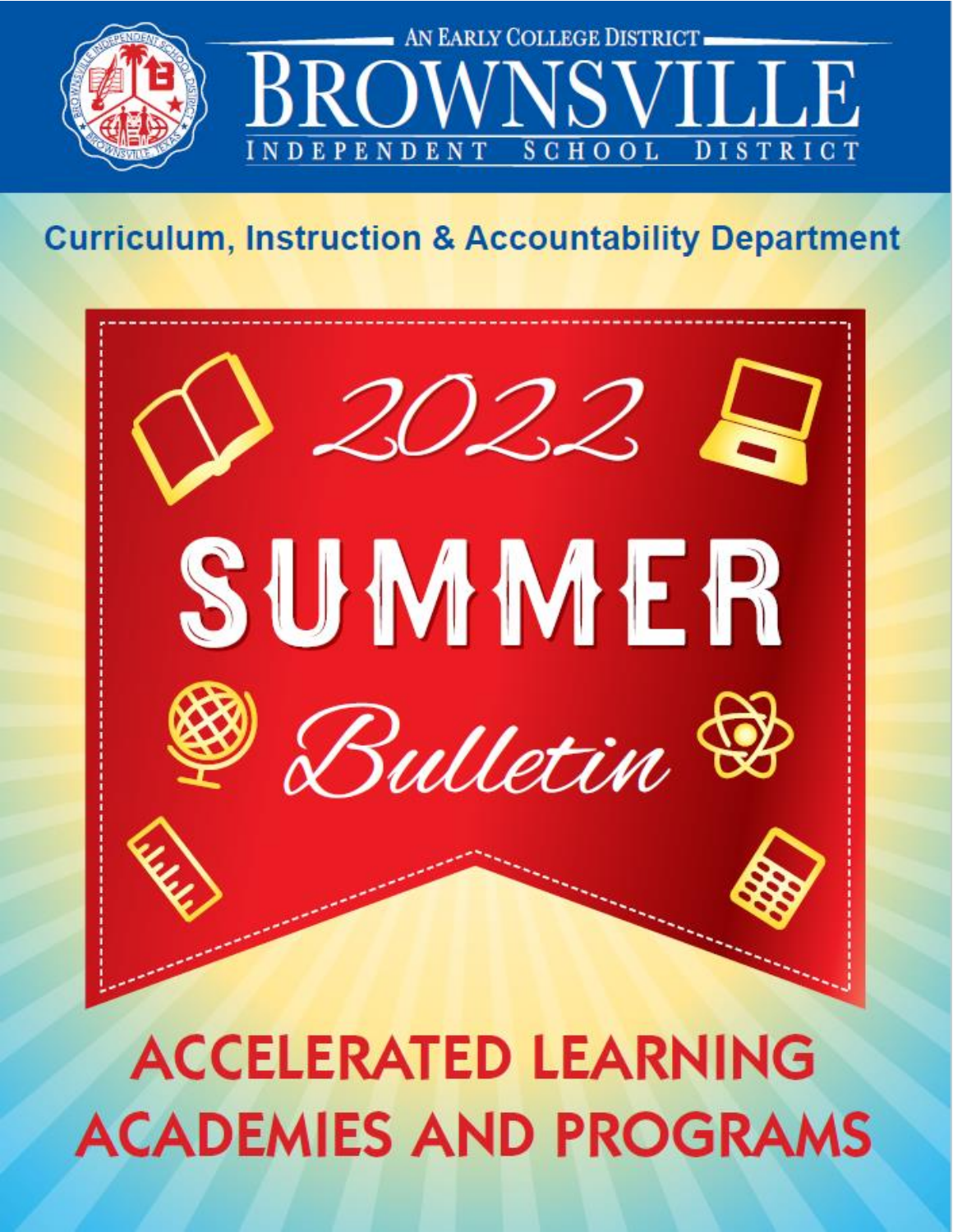AN EARLY COLLEGE DISTRICT

# BROWNSVILLE

INDEPENDENT SCHOOL DISTRICT

## Curriculum, Instruction & Accountability Department

# 2022 SUMMER Bulletin

# ACCELERATED LEARNING ACADEMIES AND PROGRAMS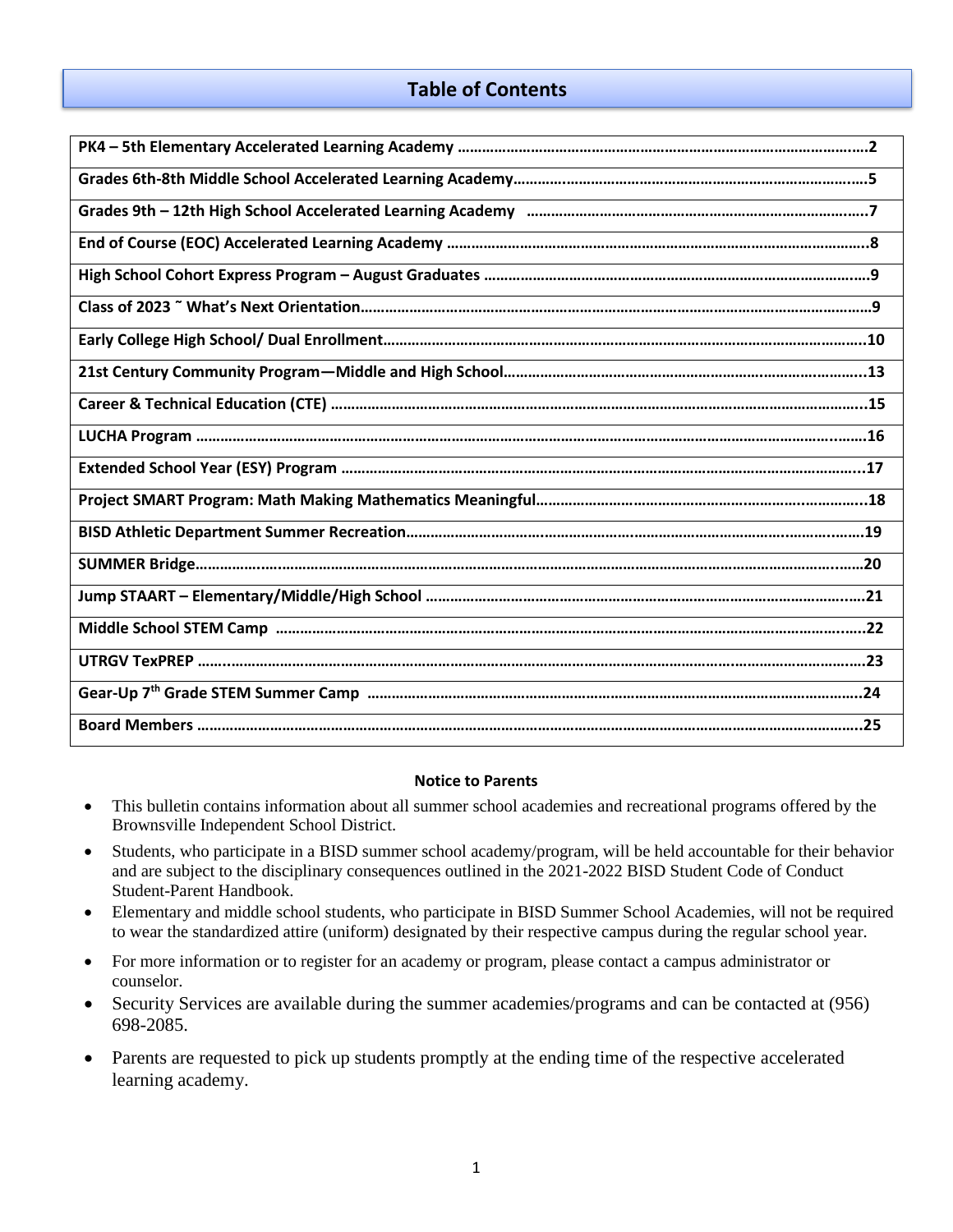# Table of Contents

| | |
|---|---|
| PK4 – 5th Elementary Accelerated Learning Academy | 2 |
| Grades 6th-8th Middle School Accelerated Learning Academy | 5 |
| Grades 9th – 12th High School Accelerated Learning Academy | 7 |
| End of Course (EOC) Accelerated Learning Academy | 8 |
| High School Cohort Express Program – August Graduates | 9 |
| Class of 2023 ˜ What's Next Orientation | 9 |
| Early College High School/ Dual Enrollment | 10 |
| 21st Century Community Program—Middle and High School | 13 |
| Career & Technical Education (CTE) | 15 |
| LUCHA Program | 16 |
| Extended School Year (ESY) Program | 17 |
| Project SMART Program: Math Making Mathematics Meaningful | 18 |
| BISD Athletic Department Summer Recreation | 19 |
| SUMMER Bridge | 20 |
| Jump STAART – Elementary/Middle/High School | 21 |
| Middle School STEM Camp | 22 |
| UTRGV TexPREP | 23 |
| Gear-Up 7th Grade STEM Summer Camp | 24 |
| Board Members | 25 |

**Notice to Parents**

- This bulletin contains information about all summer school academies and recreational programs offered by the Brownsville Independent School District.
- Students, who participate in a BISD summer school academy/program, will be held accountable for their behavior and are subject to the disciplinary consequences outlined in the 2021-2022 BISD Student Code of Conduct Student-Parent Handbook.
- Elementary and middle school students, who participate in BISD Summer School Academies, will not be required to wear the standardized attire (uniform) designated by their respective campus during the regular school year.
- For more information or to register for an academy or program, please contact a campus administrator or counselor.
- Security Services are available during the summer academies/programs and can be contacted at (956) 698-2085.
- Parents are requested to pick up students promptly at the ending time of the respective accelerated learning academy.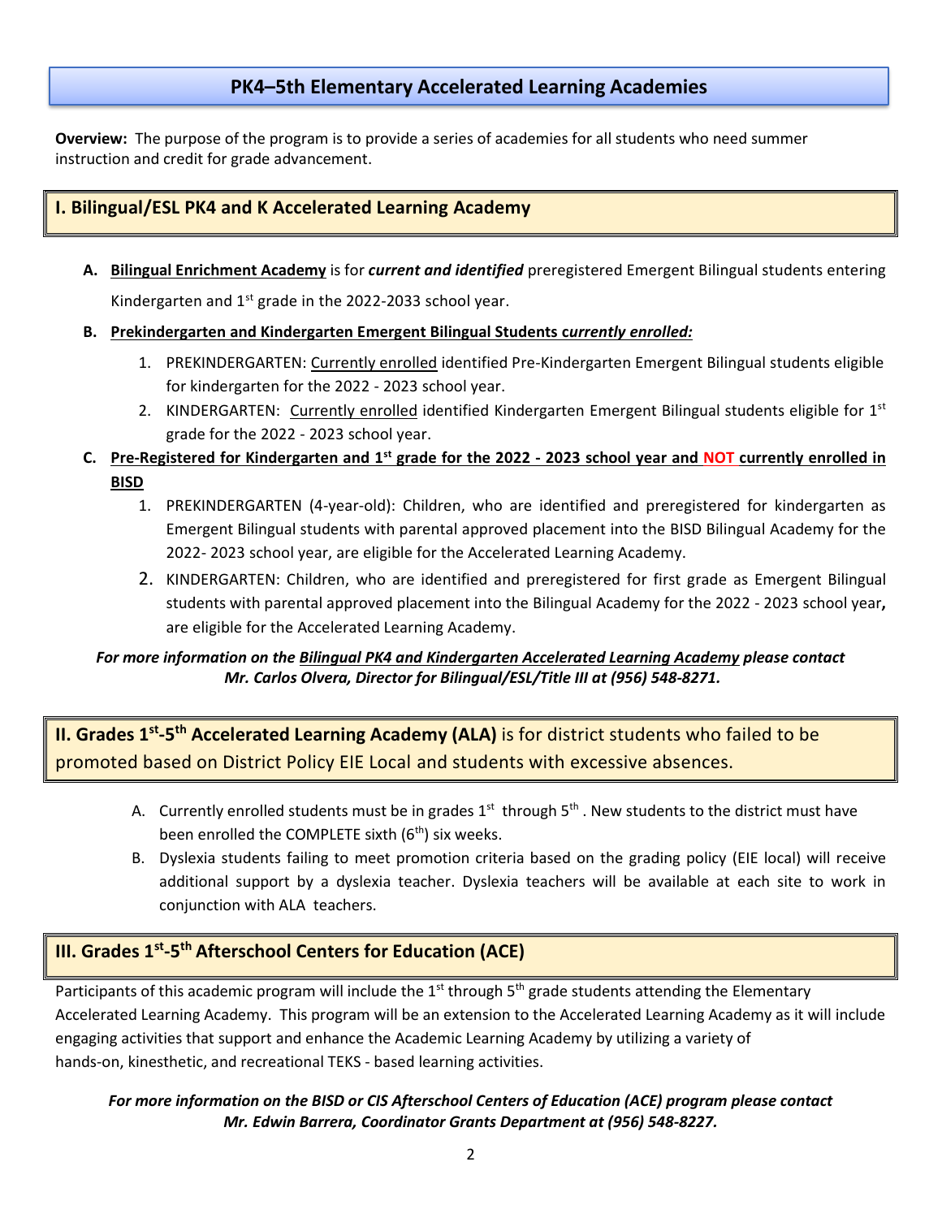# PK4–5th Elementary Accelerated Learning Academies

**Overview:** The purpose of the program is to provide a series of academies for all students who need summer instruction and credit for grade advancement.

## I. Bilingual/ESL PK4 and K Accelerated Learning Academy

**A.** **Bilingual Enrichment Academy** is for ***current and identified*** preregistered Emergent Bilingual students entering Kindergarten and 1st grade in the 2022-2033 school year.

**B.** **Prekindergarten and Kindergarten Emergent Bilingual Students c*urrently enrolled:***

1. PREKINDERGARTEN: Currently enrolled identified Pre-Kindergarten Emergent Bilingual students eligible for kindergarten for the 2022 - 2023 school year.
2. KINDERGARTEN: Currently enrolled identified Kindergarten Emergent Bilingual students eligible for 1st grade for the 2022 - 2023 school year.

**C.** **Pre-Registered for Kindergarten and 1st grade for the 2022 - 2023 school year and NOT currently enrolled in BISD**

1. PREKINDERGARTEN (4-year-old): Children, who are identified and preregistered for kindergarten as Emergent Bilingual students with parental approved placement into the BISD Bilingual Academy for the 2022- 2023 school year, are eligible for the Accelerated Learning Academy.
2. KINDERGARTEN: Children, who are identified and preregistered for first grade as Emergent Bilingual students with parental approved placement into the Bilingual Academy for the 2022 - 2023 school year**,** are eligible for the Accelerated Learning Academy.

***For more information on the Bilingual PK4 and Kindergarten Accelerated Learning Academy please contact Mr. Carlos Olvera, Director for Bilingual/ESL/Title III at (956) 548-8271.***

## II. Grades 1st-5th Accelerated Learning Academy (ALA) is for district students who failed to be promoted based on District Policy EIE Local and students with excessive absences.

A. Currently enrolled students must be in grades 1st through 5th . New students to the district must have been enrolled the COMPLETE sixth (6th) six weeks.

B. Dyslexia students failing to meet promotion criteria based on the grading policy (EIE local) will receive additional support by a dyslexia teacher. Dyslexia teachers will be available at each site to work in conjunction with ALA teachers.

## III. Grades 1st-5th Afterschool Centers for Education (ACE)

Participants of this academic program will include the 1st through 5th grade students attending the Elementary Accelerated Learning Academy. This program will be an extension to the Accelerated Learning Academy as it will include engaging activities that support and enhance the Academic Learning Academy by utilizing a variety of hands-on, kinesthetic, and recreational TEKS - based learning activities.

***For more information on the BISD or CIS Afterschool Centers of Education (ACE) program please contact Mr. Edwin Barrera, Coordinator Grants Department at (956) 548-8227.***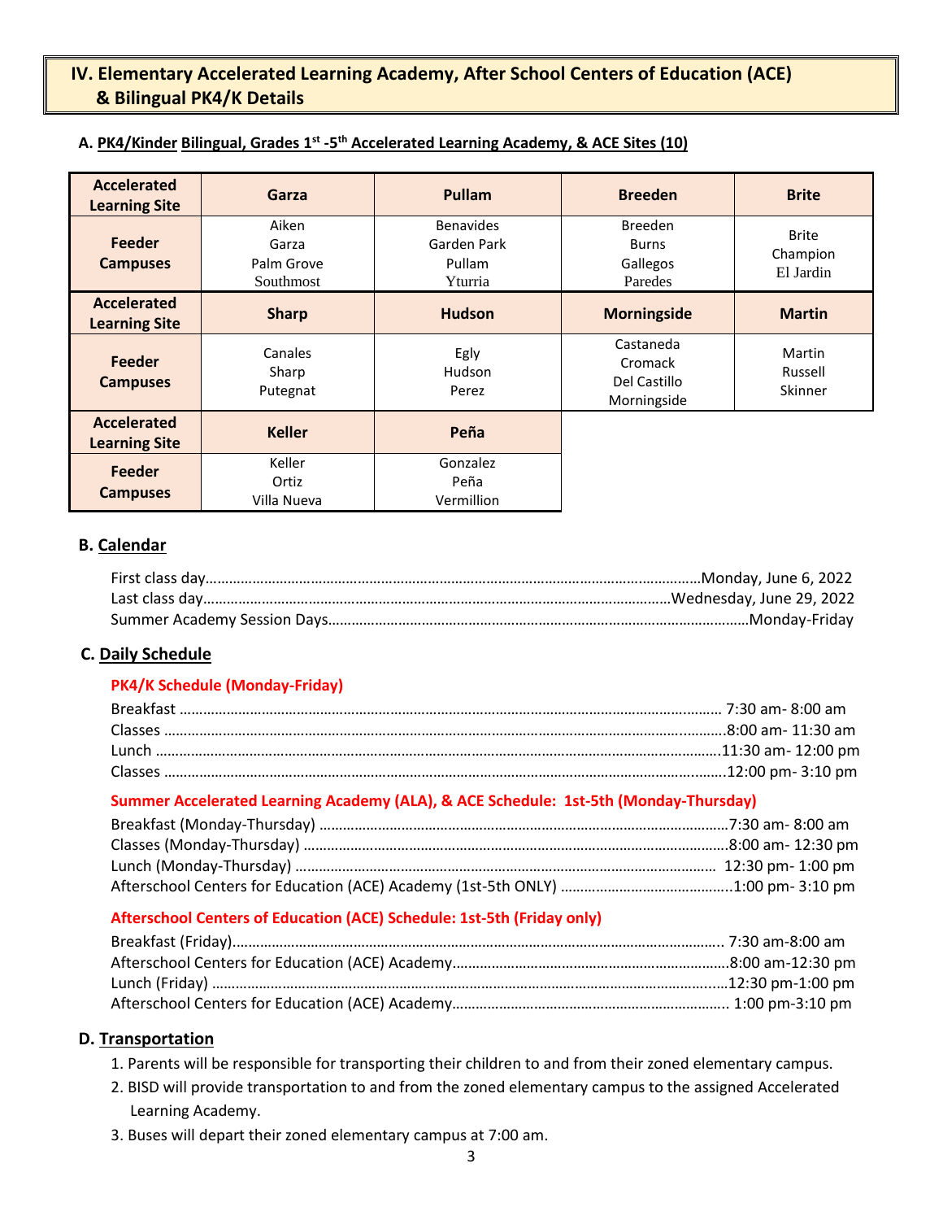## IV. Elementary Accelerated Learning Academy, After School Centers of Education (ACE) & Bilingual PK4/K Details

### A. PK4/Kinder Bilingual, Grades 1st -5th Accelerated Learning Academy, & ACE Sites (10)

| Accelerated Learning Site | Garza | Pullam | Breeden | Brite |
|---|---|---|---|---|
| Feeder Campuses | Aiken<br>Garza<br>Palm Grove<br>Southmost | Benavides<br>Garden Park<br>Pullam<br>Yturria | Breeden<br>Burns<br>Gallegos<br>Paredes | Brite<br>Champion<br>El Jardin |
| **Accelerated Learning Site** | **Sharp** | **Hudson** | **Morningside** | **Martin** |
| Feeder Campuses | Canales<br>Sharp<br>Putegnat | Egly<br>Hudson<br>Perez | Castaneda<br>Cromack<br>Del Castillo<br>Morningside | Martin<br>Russell<br>Skinner |
| **Accelerated Learning Site** | **Keller** | **Peña** | | |
| Feeder Campuses | Keller<br>Ortiz<br>Villa Nueva | Gonzalez<br>Peña<br>Vermillion | | |

### B. Calendar

First class day……………………………………………………Monday, June 6, 2022
Last class day……………………………………………………Wednesday, June 29, 2022
Summer Academy Session Days……………………………………Monday-Friday

### C. Daily Schedule

**PK4/K Schedule (Monday-Friday)**

Breakfast ……………………………………………………………… 7:30 am- 8:00 am
Classes ………………………………………………………………8:00 am- 11:30 am
Lunch ………………………………………………………………11:30 am- 12:00 pm
Classes ………………………………………………………………12:00 pm- 3:10 pm

**Summer Accelerated Learning Academy (ALA), & ACE Schedule: 1st-5th (Monday-Thursday)**

Breakfast (Monday-Thursday) ……………………………………………7:30 am- 8:00 am
Classes (Monday-Thursday) ……………………………………………8:00 am- 12:30 pm
Lunch (Monday-Thursday) ……………………………………………… 12:30 pm- 1:00 pm
Afterschool Centers for Education (ACE) Academy (1st-5th ONLY) ……………1:00 pm- 3:10 pm

**Afterschool Centers of Education (ACE) Schedule: 1st-5th (Friday only)**

Breakfast (Friday)……………………………………………………… 7:30 am-8:00 am
Afterschool Centers for Education (ACE) Academy……………………………8:00 am-12:30 pm
Lunch (Friday) ………………………………………………………12:30 pm-1:00 pm
Afterschool Centers for Education (ACE) Academy…………………………… 1:00 pm-3:10 pm

### D. Transportation

1. Parents will be responsible for transporting their children to and from their zoned elementary campus.
2. BISD will provide transportation to and from the zoned elementary campus to the assigned Accelerated Learning Academy.
3. Buses will depart their zoned elementary campus at 7:00 am.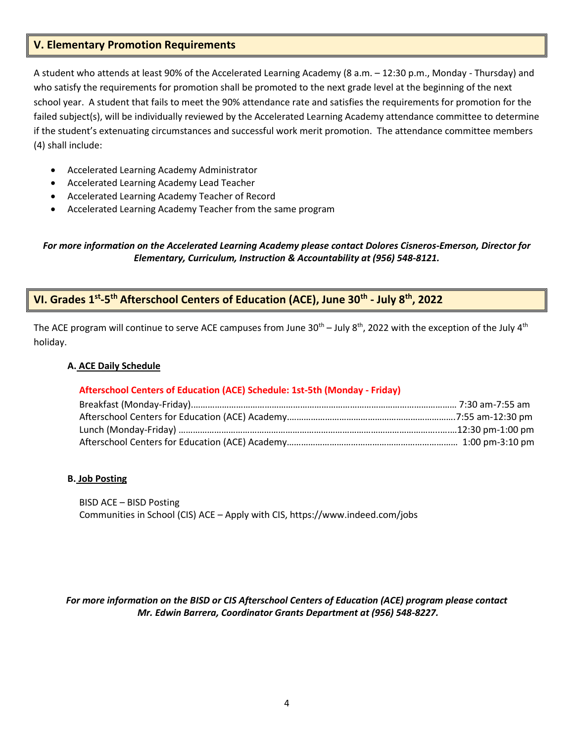## V. Elementary Promotion Requirements

A student who attends at least 90% of the Accelerated Learning Academy (8 a.m. – 12:30 p.m., Monday - Thursday) and who satisfy the requirements for promotion shall be promoted to the next grade level at the beginning of the next school year. A student that fails to meet the 90% attendance rate and satisfies the requirements for promotion for the failed subject(s), will be individually reviewed by the Accelerated Learning Academy attendance committee to determine if the student's extenuating circumstances and successful work merit promotion. The attendance committee members (4) shall include:

- Accelerated Learning Academy Administrator
- Accelerated Learning Academy Lead Teacher
- Accelerated Learning Academy Teacher of Record
- Accelerated Learning Academy Teacher from the same program

***For more information on the Accelerated Learning Academy please contact Dolores Cisneros-Emerson, Director for Elementary, Curriculum, Instruction & Accountability at (956) 548-8121.***

## VI. Grades 1st-5th Afterschool Centers of Education (ACE), June 30th - July 8th, 2022

The ACE program will continue to serve ACE campuses from June 30th – July 8th, 2022 with the exception of the July 4th holiday.

### A. ACE Daily Schedule

**Afterschool Centers of Education (ACE) Schedule: 1st-5th (Monday - Friday)**

Breakfast (Monday-Friday)………………………………………………………… 7:30 am-7:55 am
Afterschool Centers for Education (ACE) Academy………………………………….7:55 am-12:30 pm
Lunch (Monday-Friday) ……………………………………………………………12:30 pm-1:00 pm
Afterschool Centers for Education (ACE) Academy………………………………… 1:00 pm-3:10 pm

### B. Job Posting

BISD ACE – BISD Posting
Communities in School (CIS) ACE – Apply with CIS, https://www.indeed.com/jobs

***For more information on the BISD or CIS Afterschool Centers of Education (ACE) program please contact Mr. Edwin Barrera, Coordinator Grants Department at (956) 548-8227.***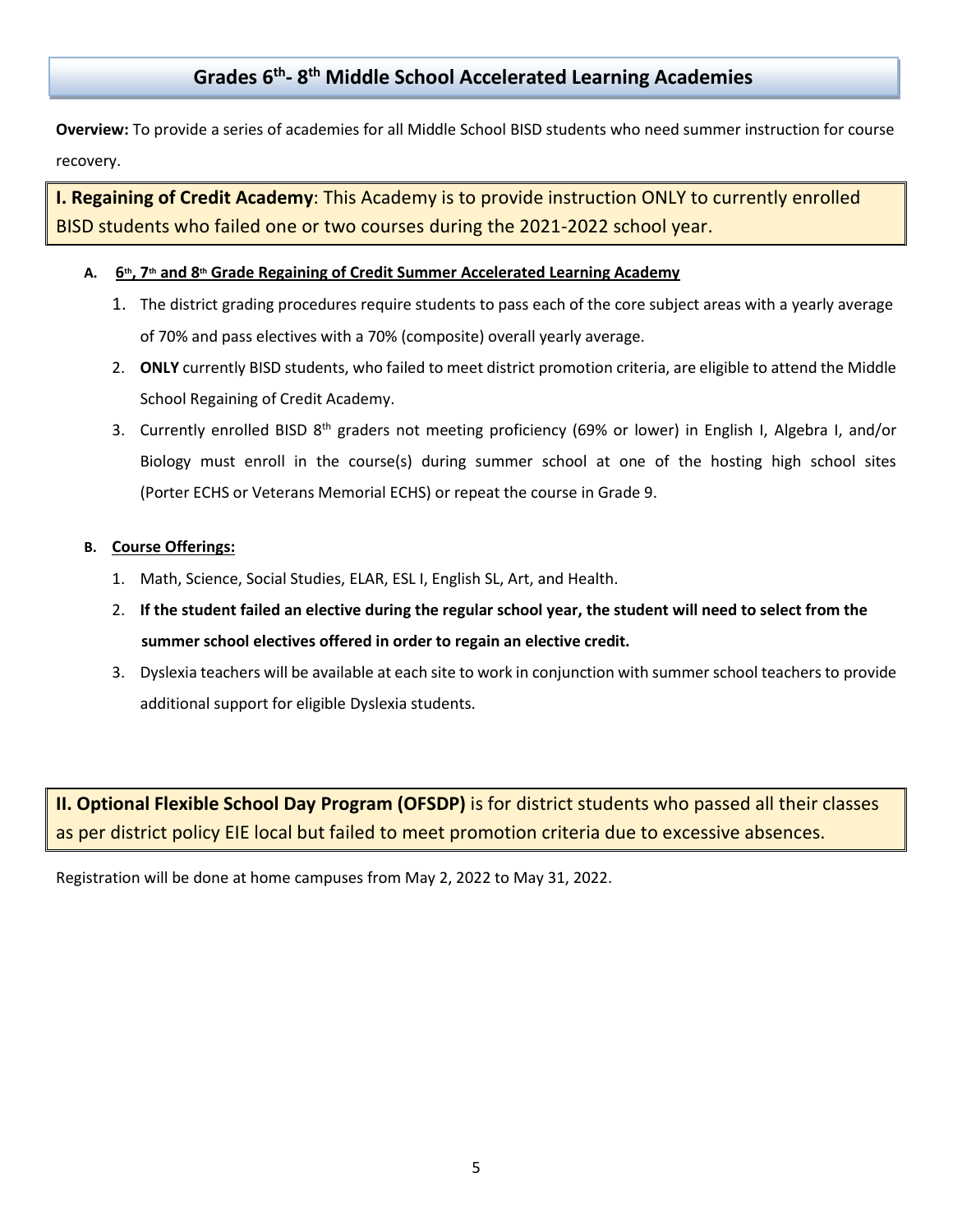# Grades 6th- 8th Middle School Accelerated Learning Academies

**Overview:** To provide a series of academies for all Middle School BISD students who need summer instruction for course recovery.

## **I. Regaining of Credit Academy**: This Academy is to provide instruction ONLY to currently enrolled BISD students who failed one or two courses during the 2021-2022 school year.

**A. 6th, 7th and 8th Grade Regaining of Credit Summer Accelerated Learning Academy**

1. The district grading procedures require students to pass each of the core subject areas with a yearly average of 70% and pass electives with a 70% (composite) overall yearly average.
2. **ONLY** currently BISD students, who failed to meet district promotion criteria, are eligible to attend the Middle School Regaining of Credit Academy.
3. Currently enrolled BISD 8th graders not meeting proficiency (69% or lower) in English I, Algebra I, and/or Biology must enroll in the course(s) during summer school at one of the hosting high school sites (Porter ECHS or Veterans Memorial ECHS) or repeat the course in Grade 9.

**B. Course Offerings:**

1. Math, Science, Social Studies, ELAR, ESL I, English SL, Art, and Health.
2. **If the student failed an elective during the regular school year, the student will need to select from the summer school electives offered in order to regain an elective credit.**
3. Dyslexia teachers will be available at each site to work in conjunction with summer school teachers to provide additional support for eligible Dyslexia students.

## **II. Optional Flexible School Day Program (OFSDP)** is for district students who passed all their classes as per district policy EIE local but failed to meet promotion criteria due to excessive absences.

Registration will be done at home campuses from May 2, 2022 to May 31, 2022.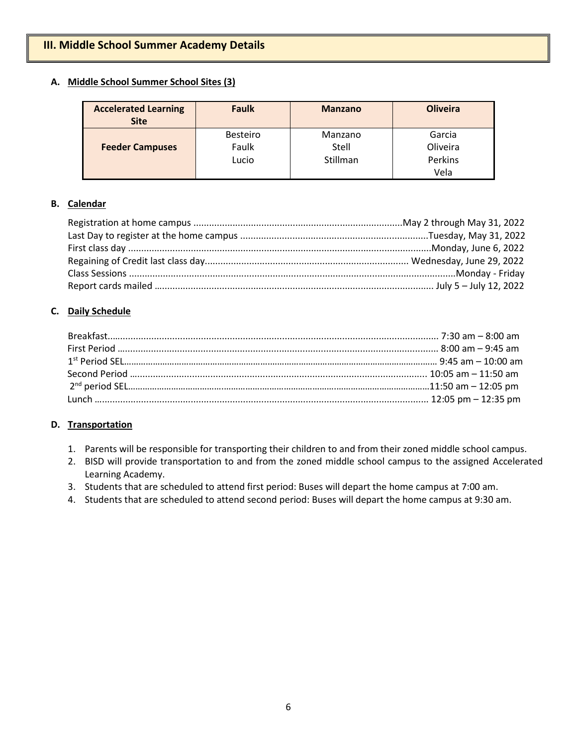## III. Middle School Summer Academy Details

### A. Middle School Summer School Sites (3)

| Accelerated Learning Site | Faulk | Manzano | Oliveira |
|---|---|---|---|
| Feeder Campuses | Besteiro<br>Faulk<br>Lucio | Manzano<br>Stell<br>Stillman | Garcia<br>Oliveira<br>Perkins<br>Vela |

### B. Calendar

Registration at home campus ................................................................................May 2 through May 31, 2022
Last Day to register at the home campus ........................................................................Tuesday, May 31, 2022
First class day ....................................................................................................................Monday, June 6, 2022
Regaining of Credit last class day.............................................................................. Wednesday, June 29, 2022
Class Sessions ..............................................................................................................................Monday - Friday
Report cards mailed .......................................................................................................... July 5 – July 12, 2022

### C. Daily Schedule

Breakfast.............................................................................................................................. 7:30 am – 8:00 am
First Period .......................................................................................................................... 8:00 am – 9:45 am
1st Period SEL....................................................................................................................... 9:45 am – 10:00 am
Second Period ................................................................................................................. 10:05 am – 11:50 am
2nd period SEL...................................................................................................................11:50 am – 12:05 pm
Lunch ................................................................................................................................ 12:05 pm – 12:35 pm

### D. Transportation

1. Parents will be responsible for transporting their children to and from their zoned middle school campus.
2. BISD will provide transportation to and from the zoned middle school campus to the assigned Accelerated Learning Academy.
3. Students that are scheduled to attend first period: Buses will depart the home campus at 7:00 am.
4. Students that are scheduled to attend second period: Buses will depart the home campus at 9:30 am.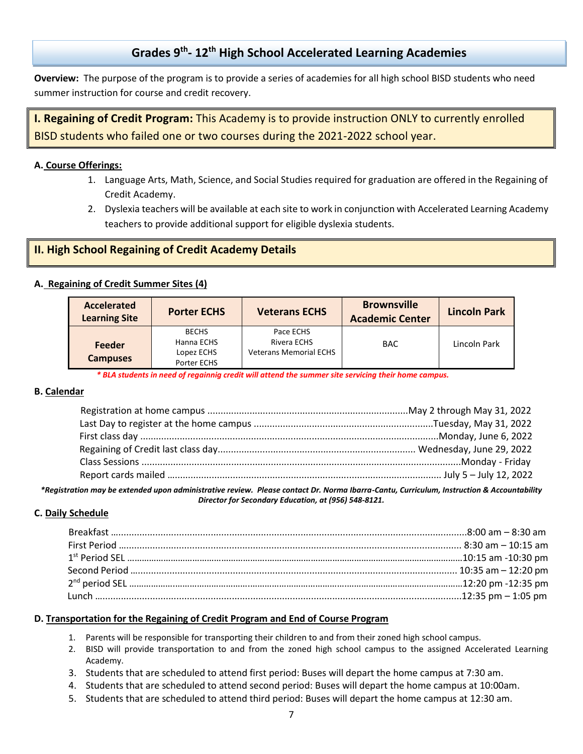# Grades 9th- 12th High School Accelerated Learning Academies

**Overview:** The purpose of the program is to provide a series of academies for all high school BISD students who need summer instruction for course and credit recovery.

## I. Regaining of Credit Program: This Academy is to provide instruction ONLY to currently enrolled BISD students who failed one or two courses during the 2021-2022 school year.

### A. Course Offerings:

1. Language Arts, Math, Science, and Social Studies required for graduation are offered in the Regaining of Credit Academy.
2. Dyslexia teachers will be available at each site to work in conjunction with Accelerated Learning Academy teachers to provide additional support for eligible dyslexia students.

## II. High School Regaining of Credit Academy Details

### A. Regaining of Credit Summer Sites (4)

| Accelerated Learning Site | Porter ECHS | Veterans ECHS | Brownsville Academic Center | Lincoln Park |
|---|---|---|---|---|
| Feeder Campuses | BECHS<br>Hanna ECHS<br>Lopez ECHS<br>Porter ECHS | Pace ECHS<br>Rivera ECHS<br>Veterans Memorial ECHS | BAC | Lincoln Park |

*\* BLA students in need of regainnig credit will attend the summer site servicing their home campus.*

### B. Calendar

- Registration at home campus ........ May 2 through May 31, 2022
- Last Day to register at the home campus ........ Tuesday, May 31, 2022
- First class day ........ Monday, June 6, 2022
- Regaining of Credit last class day ........ Wednesday, June 29, 2022
- Class Sessions ........ Monday - Friday
- Report cards mailed ........ July 5 – July 12, 2022

***Registration may be extended upon administrative review. Please contact Dr. Norma Ibarra-Cantu, Curriculum, Instruction & Accountability Director for Secondary Education, at (956) 548-8121.***

### C. Daily Schedule

- Breakfast ........ 8:00 am – 8:30 am
- First Period ........ 8:30 am – 10:15 am
- 1st Period SEL ........ 10:15 am -10:30 pm
- Second Period ........ 10:35 am – 12:20 pm
- 2nd period SEL ........ 12:20 pm -12:35 pm
- Lunch ........ 12:35 pm – 1:05 pm

### D. Transportation for the Regaining of Credit Program and End of Course Program

1. Parents will be responsible for transporting their children to and from their zoned high school campus.
2. BISD will provide transportation to and from the zoned high school campus to the assigned Accelerated Learning Academy.
3. Students that are scheduled to attend first period: Buses will depart the home campus at 7:30 am.
4. Students that are scheduled to attend second period: Buses will depart the home campus at 10:00am.
5. Students that are scheduled to attend third period: Buses will depart the home campus at 12:30 am.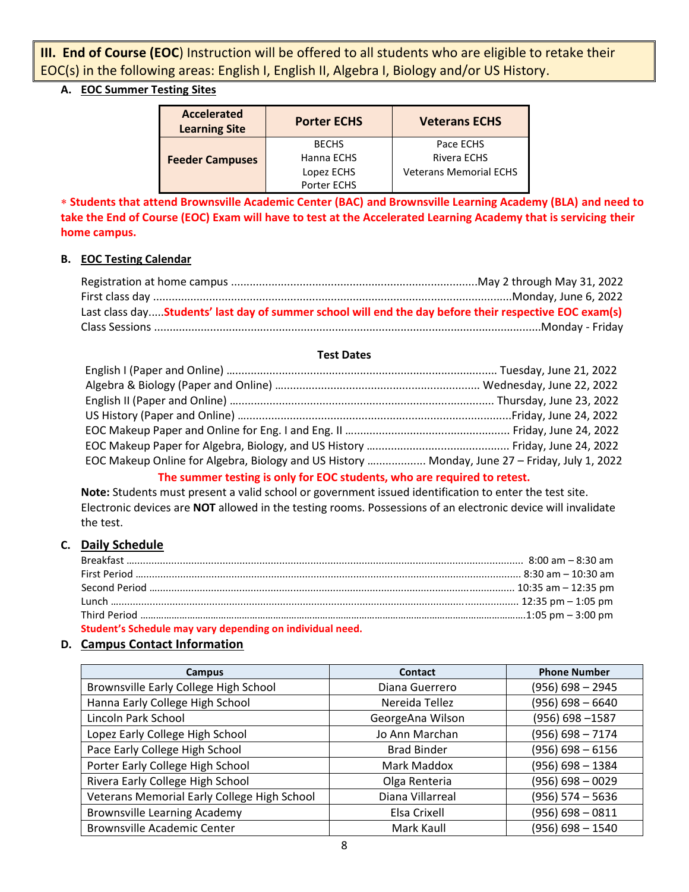**III. End of Course (EOC)** Instruction will be offered to all students who are eligible to retake their EOC(s) in the following areas: English I, English II, Algebra I, Biology and/or US History.

**A. EOC Summer Testing Sites**

| Accelerated Learning Site | Porter ECHS | Veterans ECHS |
|---|---|---|
| **Feeder Campuses** | BECHS<br>Hanna ECHS<br>Lopez ECHS<br>Porter ECHS | Pace ECHS<br>Rivera ECHS<br>Veterans Memorial ECHS |

∗ **Students that attend Brownsville Academic Center (BAC) and Brownsville Learning Academy (BLA) and need to take the End of Course (EOC) Exam will have to test at the Accelerated Learning Academy that is servicing their home campus.**

**B. EOC Testing Calendar**

Registration at home campus ........................................ May 2 through May 31, 2022
First class day ........................................ Monday, June 6, 2022
Last class day..... **Students' last day of summer school will end the day before their respective EOC exam(s)**
Class Sessions ........................................ Monday - Friday

**Test Dates**

English I (Paper and Online) ........................................ Tuesday, June 21, 2022
Algebra & Biology (Paper and Online) ........................................ Wednesday, June 22, 2022
English II (Paper and Online) ........................................ Thursday, June 23, 2022
US History (Paper and Online) ........................................ Friday, June 24, 2022
EOC Makeup Paper and Online for Eng. I and Eng. II ........................................ Friday, June 24, 2022
EOC Makeup Paper for Algebra, Biology, and US History ........................................ Friday, June 24, 2022
EOC Makeup Online for Algebra, Biology and US History ........................................ Monday, June 27 – Friday, July 1, 2022

**The summer testing is only for EOC students, who are required to retest.**

**Note:** Students must present a valid school or government issued identification to enter the test site. Electronic devices are **NOT** allowed in the testing rooms. Possessions of an electronic device will invalidate the test.

**C. Daily Schedule**

Breakfast ........................................ 8:00 am – 8:30 am
First Period ........................................ 8:30 am – 10:30 am
Second Period ........................................ 10:35 am – 12:35 pm
Lunch ........................................ 12:35 pm – 1:05 pm
Third Period ........................................ 1:05 pm – 3:00 pm

**Student's Schedule may vary depending on individual need.**

**D. Campus Contact Information**

| Campus | Contact | Phone Number |
|---|---|---|
| Brownsville Early College High School | Diana Guerrero | (956) 698 – 2945 |
| Hanna Early College High School | Nereida Tellez | (956) 698 – 6640 |
| Lincoln Park School | GeorgeAna Wilson | (956) 698 –1587 |
| Lopez Early College High School | Jo Ann Marchan | (956) 698 – 7174 |
| Pace Early College High School | Brad Binder | (956) 698 – 6156 |
| Porter Early College High School | Mark Maddox | (956) 698 – 1384 |
| Rivera Early College High School | Olga Renteria | (956) 698 – 0029 |
| Veterans Memorial Early College High School | Diana Villarreal | (956) 574 – 5636 |
| Brownsville Learning Academy | Elsa Crixell | (956) 698 – 0811 |
| Brownsville Academic Center | Mark Kaull | (956) 698 – 1540 |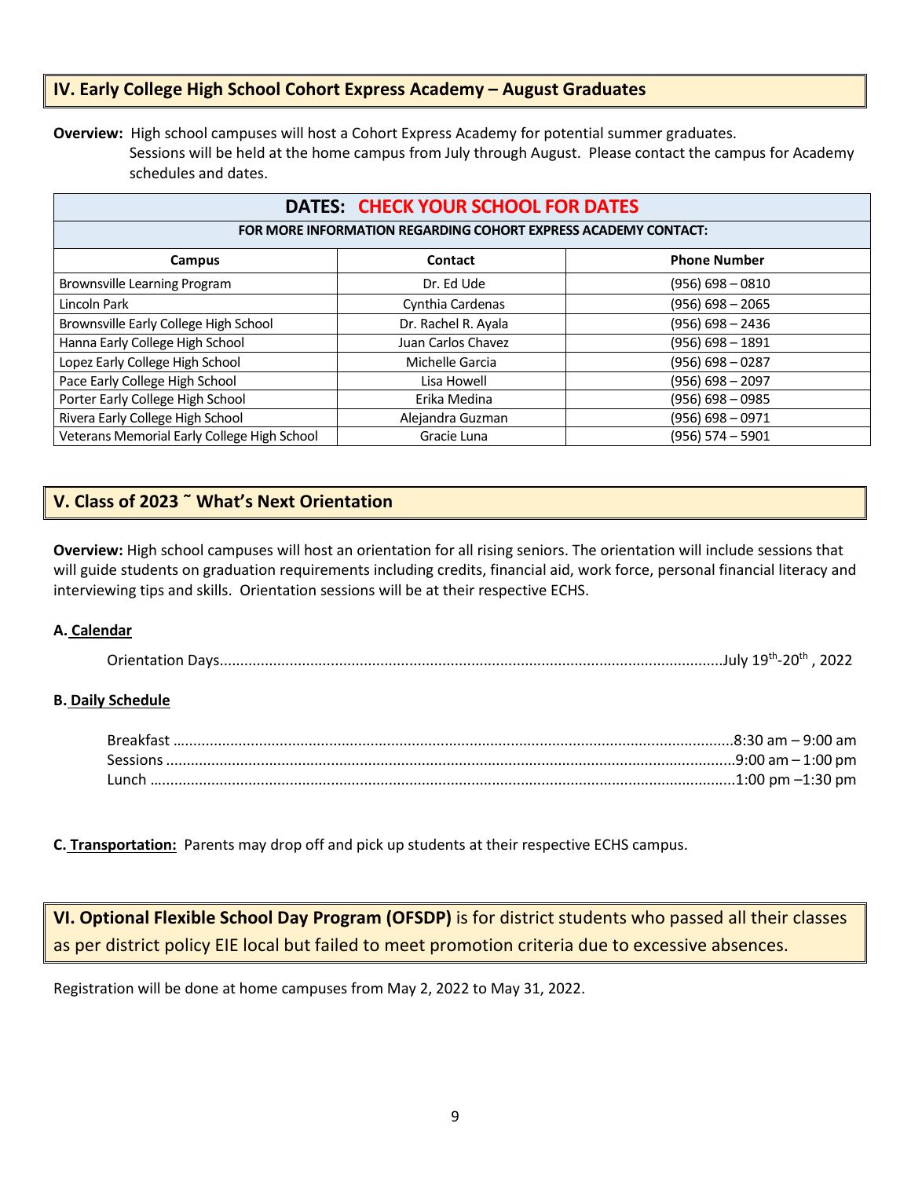## IV. Early College High School Cohort Express Academy – August Graduates

**Overview:** High school campuses will host a Cohort Express Academy for potential summer graduates. Sessions will be held at the home campus from July through August. Please contact the campus for Academy schedules and dates.

| DATES: CHECK YOUR SCHOOL FOR DATES | | |
|---|---|---|
| FOR MORE INFORMATION REGARDING COHORT EXPRESS ACADEMY CONTACT: | | |
| **Campus** | **Contact** | **Phone Number** |
| Brownsville Learning Program | Dr. Ed Ude | (956) 698 – 0810 |
| Lincoln Park | Cynthia Cardenas | (956) 698 – 2065 |
| Brownsville Early College High School | Dr. Rachel R. Ayala | (956) 698 – 2436 |
| Hanna Early College High School | Juan Carlos Chavez | (956) 698 – 1891 |
| Lopez Early College High School | Michelle Garcia | (956) 698 – 0287 |
| Pace Early College High School | Lisa Howell | (956) 698 – 2097 |
| Porter Early College High School | Erika Medina | (956) 698 – 0985 |
| Rivera Early College High School | Alejandra Guzman | (956) 698 – 0971 |
| Veterans Memorial Early College High School | Gracie Luna | (956) 574 – 5901 |

## V. Class of 2023 ˜ What's Next Orientation

**Overview:** High school campuses will host an orientation for all rising seniors. The orientation will include sessions that will guide students on graduation requirements including credits, financial aid, work force, personal financial literacy and interviewing tips and skills. Orientation sessions will be at their respective ECHS.

**A. Calendar**

Orientation Days........................................................................July 19th-20th, 2022

**B. Daily Schedule**

Breakfast ........................................................................8:30 am – 9:00 am
Sessions ........................................................................9:00 am – 1:00 pm
Lunch ........................................................................1:00 pm –1:30 pm

**C. Transportation:** Parents may drop off and pick up students at their respective ECHS campus.

## VI. Optional Flexible School Day Program (OFSDP) is for district students who passed all their classes as per district policy EIE local but failed to meet promotion criteria due to excessive absences.

Registration will be done at home campuses from May 2, 2022 to May 31, 2022.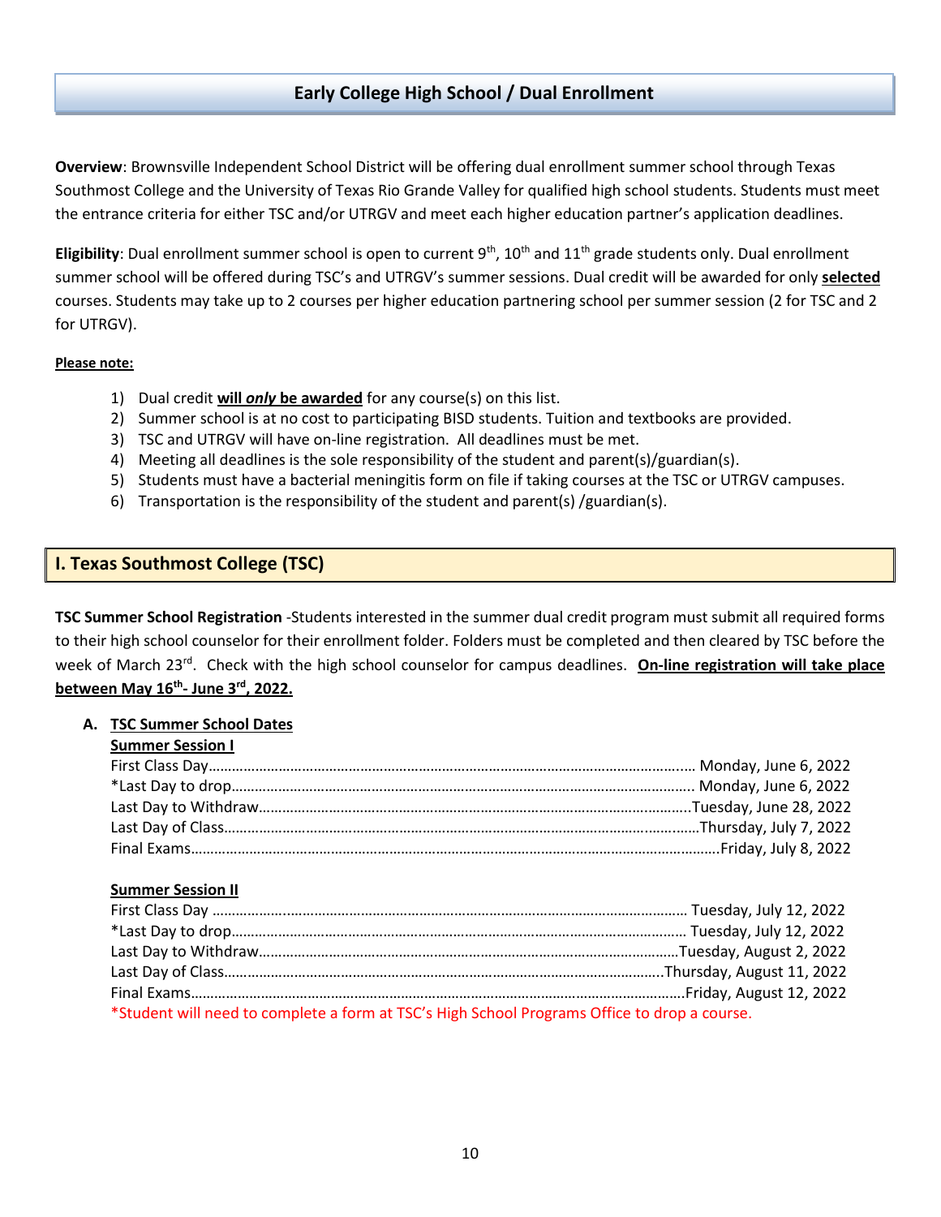## Early College High School / Dual Enrollment

**Overview**: Brownsville Independent School District will be offering dual enrollment summer school through Texas Southmost College and the University of Texas Rio Grande Valley for qualified high school students. Students must meet the entrance criteria for either TSC and/or UTRGV and meet each higher education partner's application deadlines.

**Eligibility**: Dual enrollment summer school is open to current 9th, 10th and 11th grade students only. Dual enrollment summer school will be offered during TSC's and UTRGV's summer sessions. Dual credit will be awarded for only **selected** courses. Students may take up to 2 courses per higher education partnering school per summer session (2 for TSC and 2 for UTRGV).

**Please note:**

1) Dual credit **will *only* be awarded** for any course(s) on this list.
2) Summer school is at no cost to participating BISD students. Tuition and textbooks are provided.
3) TSC and UTRGV will have on-line registration. All deadlines must be met.
4) Meeting all deadlines is the sole responsibility of the student and parent(s)/guardian(s).
5) Students must have a bacterial meningitis form on file if taking courses at the TSC or UTRGV campuses.
6) Transportation is the responsibility of the student and parent(s) /guardian(s).

## I. Texas Southmost College (TSC)

**TSC Summer School Registration** -Students interested in the summer dual credit program must submit all required forms to their high school counselor for their enrollment folder. Folders must be completed and then cleared by TSC before the week of March 23rd. Check with the high school counselor for campus deadlines. **On-line registration will take place between May 16th- June 3rd, 2022.**

### A. TSC Summer School Dates

**Summer Session I**

First Class Day………… Monday, June 6, 2022
*Last Day to drop………… Monday, June 6, 2022
Last Day to Withdraw…………Tuesday, June 28, 2022
Last Day of Class…………Thursday, July 7, 2022
Final Exams…………Friday, July 8, 2022

**Summer Session II**

First Class Day ………… Tuesday, July 12, 2022
*Last Day to drop………… Tuesday, July 12, 2022
Last Day to Withdraw…………Tuesday, August 2, 2022
Last Day of Class…………Thursday, August 11, 2022
Final Exams…………Friday, August 12, 2022

*Student will need to complete a form at TSC's High School Programs Office to drop a course.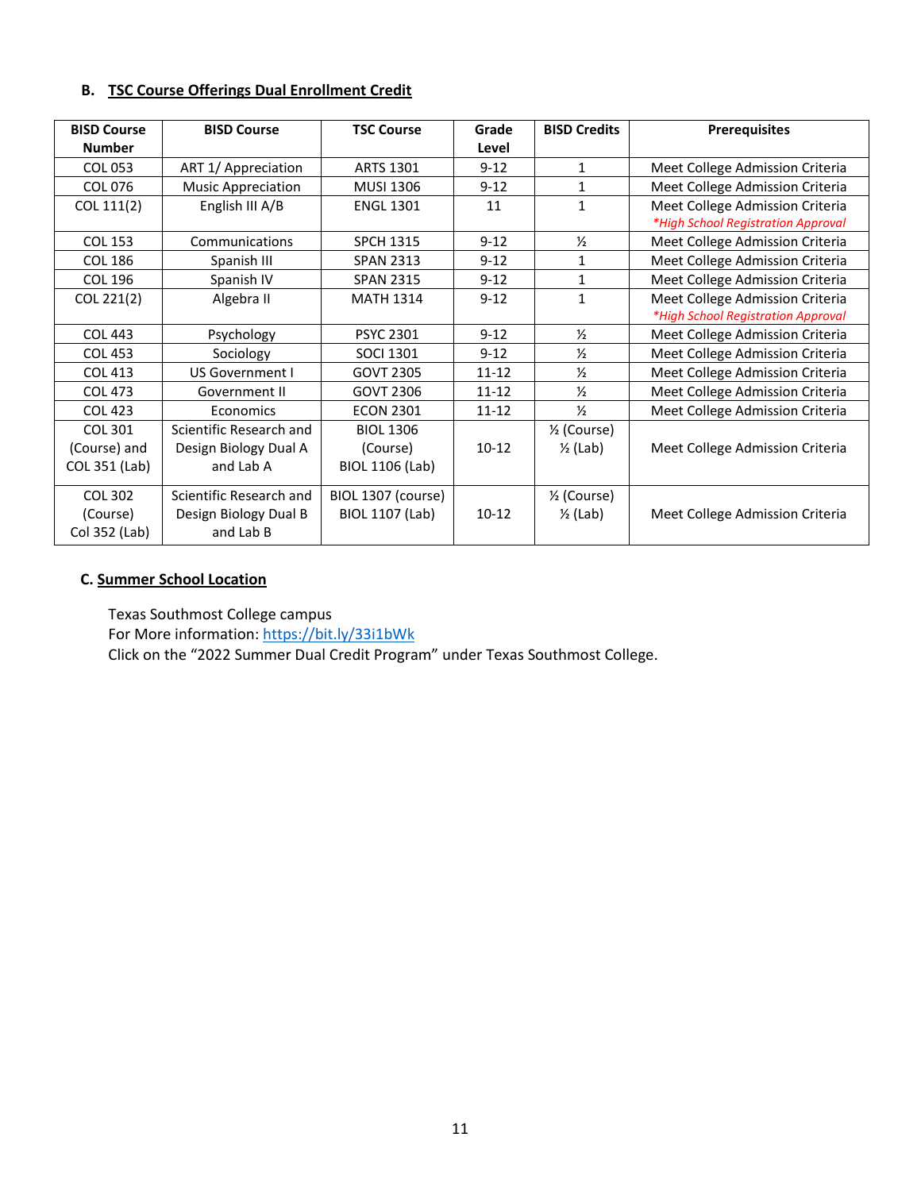### B. TSC Course Offerings Dual Enrollment Credit

| BISD Course Number | BISD Course | TSC Course | Grade Level | BISD Credits | Prerequisites |
|---|---|---|---|---|---|
| COL 053 | ART 1/ Appreciation | ARTS 1301 | 9-12 | 1 | Meet College Admission Criteria |
| COL 076 | Music Appreciation | MUSI 1306 | 9-12 | 1 | Meet College Admission Criteria |
| COL 111(2) | English III A/B | ENGL 1301 | 11 | 1 | Meet College Admission Criteria *\*High School Registration Approval* |
| COL 153 | Communications | SPCH 1315 | 9-12 | ½ | Meet College Admission Criteria |
| COL 186 | Spanish III | SPAN 2313 | 9-12 | 1 | Meet College Admission Criteria |
| COL 196 | Spanish IV | SPAN 2315 | 9-12 | 1 | Meet College Admission Criteria |
| COL 221(2) | Algebra II | MATH 1314 | 9-12 | 1 | Meet College Admission Criteria *\*High School Registration Approval* |
| COL 443 | Psychology | PSYC 2301 | 9-12 | ½ | Meet College Admission Criteria |
| COL 453 | Sociology | SOCI 1301 | 9-12 | ½ | Meet College Admission Criteria |
| COL 413 | US Government I | GOVT 2305 | 11-12 | ½ | Meet College Admission Criteria |
| COL 473 | Government II | GOVT 2306 | 11-12 | ½ | Meet College Admission Criteria |
| COL 423 | Economics | ECON 2301 | 11-12 | ½ | Meet College Admission Criteria |
| COL 301 (Course) and COL 351 (Lab) | Scientific Research and Design Biology Dual A and Lab A | BIOL 1306 (Course) BIOL 1106 (Lab) | 10-12 | ½ (Course) ½ (Lab) | Meet College Admission Criteria |
| COL 302 (Course) Col 352 (Lab) | Scientific Research and Design Biology Dual B and Lab B | BIOL 1307 (course) BIOL 1107 (Lab) | 10-12 | ½ (Course) ½ (Lab) | Meet College Admission Criteria |

### C. Summer School Location

Texas Southmost College campus
For More information: https://bit.ly/33i1bWk
Click on the "2022 Summer Dual Credit Program" under Texas Southmost College.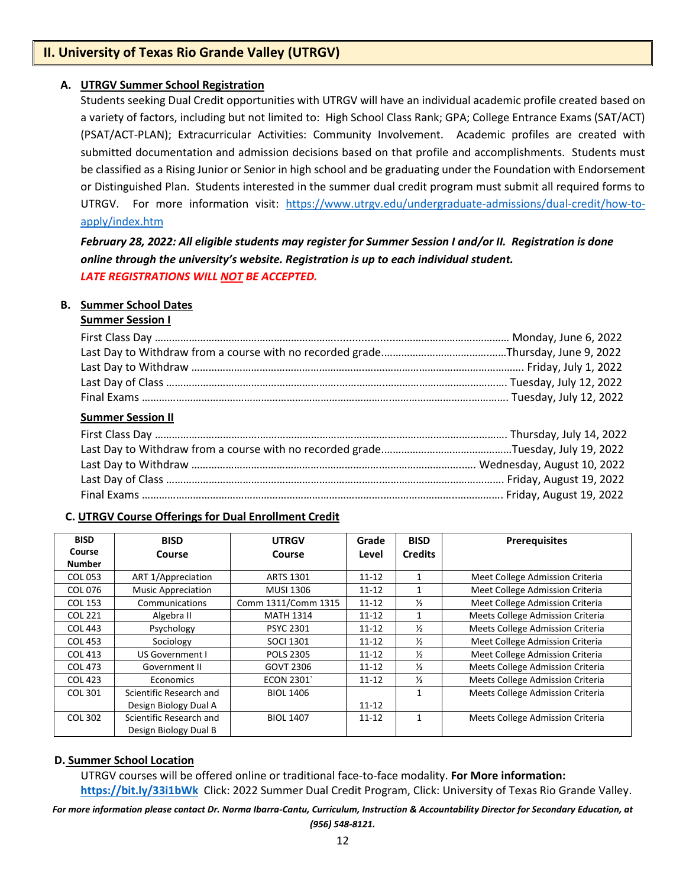## II. University of Texas Rio Grande Valley (UTRGV)

### A. UTRGV Summer School Registration

Students seeking Dual Credit opportunities with UTRGV will have an individual academic profile created based on a variety of factors, including but not limited to: High School Class Rank; GPA; College Entrance Exams (SAT/ACT) (PSAT/ACT-PLAN); Extracurricular Activities: Community Involvement. Academic profiles are created with submitted documentation and admission decisions based on that profile and accomplishments. Students must be classified as a Rising Junior or Senior in high school and be graduating under the Foundation with Endorsement or Distinguished Plan. Students interested in the summer dual credit program must submit all required forms to UTRGV. For more information visit: https://www.utrgv.edu/undergraduate-admissions/dual-credit/how-to-apply/index.htm

***February 28, 2022: All eligible students may register for Summer Session I and/or II. Registration is done online through the university's website. Registration is up to each individual student.***
***LATE REGISTRATIONS WILL NOT BE ACCEPTED.***

### B. Summer School Dates

**Summer Session I**

First Class Day ........ Monday, June 6, 2022
Last Day to Withdraw from a course with no recorded grade........ Thursday, June 9, 2022
Last Day to Withdraw ........ Friday, July 1, 2022
Last Day of Class ........ Tuesday, July 12, 2022
Final Exams ........ Tuesday, July 12, 2022

**Summer Session II**

First Class Day ........ Thursday, July 14, 2022
Last Day to Withdraw from a course with no recorded grade........ Tuesday, July 19, 2022
Last Day to Withdraw ........ Wednesday, August 10, 2022
Last Day of Class ........ Friday, August 19, 2022
Final Exams ........ Friday, August 19, 2022

### C. UTRGV Course Offerings for Dual Enrollment Credit

| BISD Course Number | BISD Course | UTRGV Course | Grade Level | BISD Credits | Prerequisites |
|---|---|---|---|---|---|
| COL 053 | ART 1/Appreciation | ARTS 1301 | 11-12 | 1 | Meet College Admission Criteria |
| COL 076 | Music Appreciation | MUSI 1306 | 11-12 | 1 | Meet College Admission Criteria |
| COL 153 | Communications | Comm 1311/Comm 1315 | 11-12 | ½ | Meet College Admission Criteria |
| COL 221 | Algebra II | MATH 1314 | 11-12 | 1 | Meets College Admission Criteria |
| COL 443 | Psychology | PSYC 2301 | 11-12 | ½ | Meets College Admission Criteria |
| COL 453 | Sociology | SOCI 1301 | 11-12 | ½ | Meet College Admission Criteria |
| COL 413 | US Government I | POLS 2305 | 11-12 | ½ | Meet College Admission Criteria |
| COL 473 | Government II | GOVT 2306 | 11-12 | ½ | Meets College Admission Criteria |
| COL 423 | Economics | ECON 2301` | 11-12 | ½ | Meets College Admission Criteria |
| COL 301 | Scientific Research and Design Biology Dual A | BIOL 1406 | 11-12 | 1 | Meets College Admission Criteria |
| COL 302 | Scientific Research and Design Biology Dual B | BIOL 1407 | 11-12 | 1 | Meets College Admission Criteria |

### D. Summer School Location

UTRGV courses will be offered online or traditional face-to-face modality. **For More information:** **https://bit.ly/33i1bWk** Click: 2022 Summer Dual Credit Program, Click: University of Texas Rio Grande Valley.

***For more information please contact Dr. Norma Ibarra-Cantu, Curriculum, Instruction & Accountability Director for Secondary Education, at (956) 548-8121.***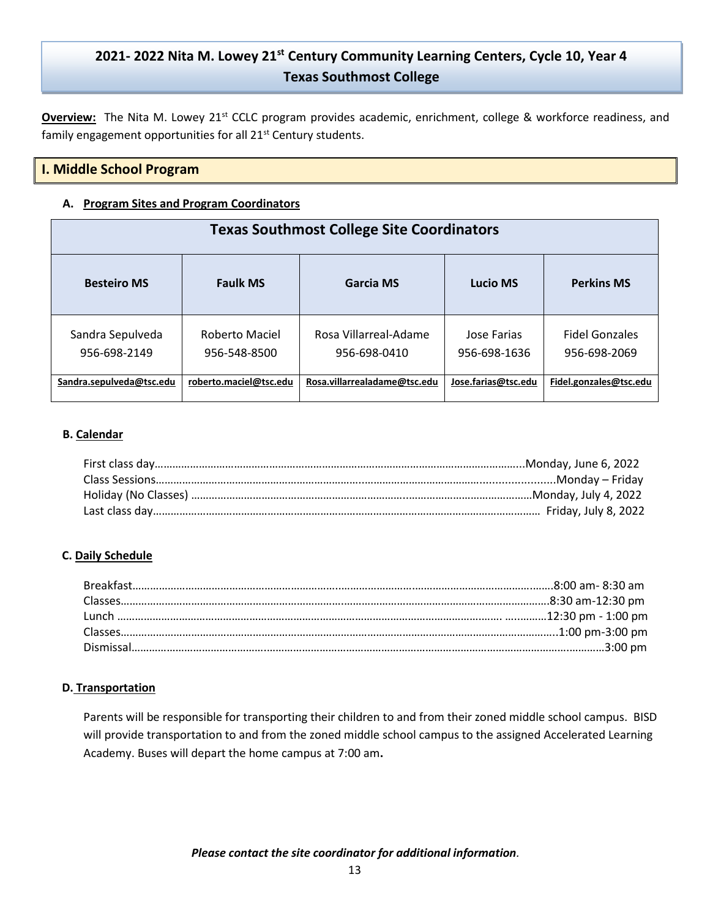# 2021- 2022 Nita M. Lowey 21st Century Community Learning Centers, Cycle 10, Year 4
# Texas Southmost College

**Overview:** The Nita M. Lowey 21st CCLC program provides academic, enrichment, college & workforce readiness, and family engagement opportunities for all 21st Century students.

## I. Middle School Program

### A. Program Sites and Program Coordinators

| Texas Southmost College Site Coordinators | | | | |
|---|---|---|---|---|
| **Besteiro MS** | **Faulk MS** | **Garcia MS** | **Lucio MS** | **Perkins MS** |
| Sandra Sepulveda<br>956-698-2149 | Roberto Maciel<br>956-548-8500 | Rosa Villarreal-Adame<br>956-698-0410 | Jose Farias<br>956-698-1636 | Fidel Gonzales<br>956-698-2069 |
| Sandra.sepulveda@tsc.edu | roberto.maciel@tsc.edu | Rosa.villarrealadame@tsc.edu | Jose.farias@tsc.edu | Fidel.gonzales@tsc.edu |

### B. Calendar

First class day……………………………………………Monday, June 6, 2022
Class Sessions……………………………………………Monday – Friday
Holiday (No Classes) ……………………………………Monday, July 4, 2022
Last class day……………………………………………Friday, July 8, 2022

### C. Daily Schedule

Breakfast……………………………………………8:00 am- 8:30 am
Classes……………………………………………8:30 am-12:30 pm
Lunch ……………………………………………12:30 pm - 1:00 pm
Classes……………………………………………1:00 pm-3:00 pm
Dismissal……………………………………………3:00 pm

### D. Transportation

Parents will be responsible for transporting their children to and from their zoned middle school campus. BISD will provide transportation to and from the zoned middle school campus to the assigned Accelerated Learning Academy. Buses will depart the home campus at 7:00 am**.**

***Please contact the site coordinator for additional information.***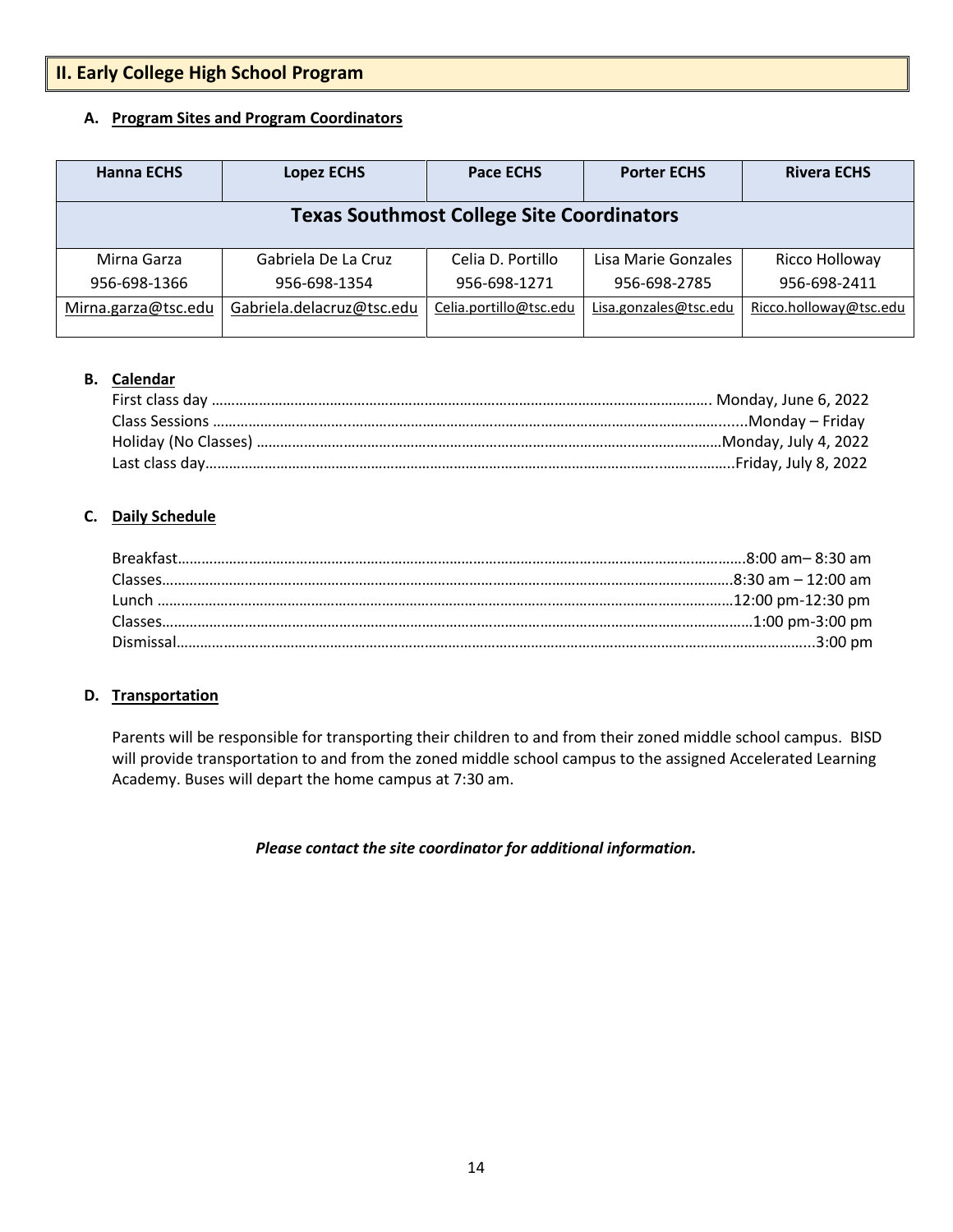## II. Early College High School Program

### A. Program Sites and Program Coordinators

| Hanna ECHS | Lopez ECHS | Pace ECHS | Porter ECHS | Rivera ECHS |
|---|---|---|---|---|
| **Texas Southmost College Site Coordinators** | | | | |
| Mirna Garza<br>956-698-1366 | Gabriela De La Cruz<br>956-698-1354 | Celia D. Portillo<br>956-698-1271 | Lisa Marie Gonzales<br>956-698-2785 | Ricco Holloway<br>956-698-2411 |
| Mirna.garza@tsc.edu | Gabriela.delacruz@tsc.edu | Celia.portillo@tsc.edu | Lisa.gonzales@tsc.edu | Ricco.holloway@tsc.edu |

### B. Calendar

First class day ............................................................ Monday, June 6, 2022
Class Sessions ............................................................ Monday – Friday
Holiday (No Classes) ............................................................ Monday, July 4, 2022
Last class day............................................................ Friday, July 8, 2022

### C. Daily Schedule

Breakfast............................................................ 8:00 am– 8:30 am
Classes............................................................ 8:30 am – 12:00 am
Lunch ............................................................ 12:00 pm-12:30 pm
Classes............................................................ 1:00 pm-3:00 pm
Dismissal............................................................ 3:00 pm

### D. Transportation

Parents will be responsible for transporting their children to and from their zoned middle school campus. BISD will provide transportation to and from the zoned middle school campus to the assigned Accelerated Learning Academy. Buses will depart the home campus at 7:30 am.

***Please contact the site coordinator for additional information.***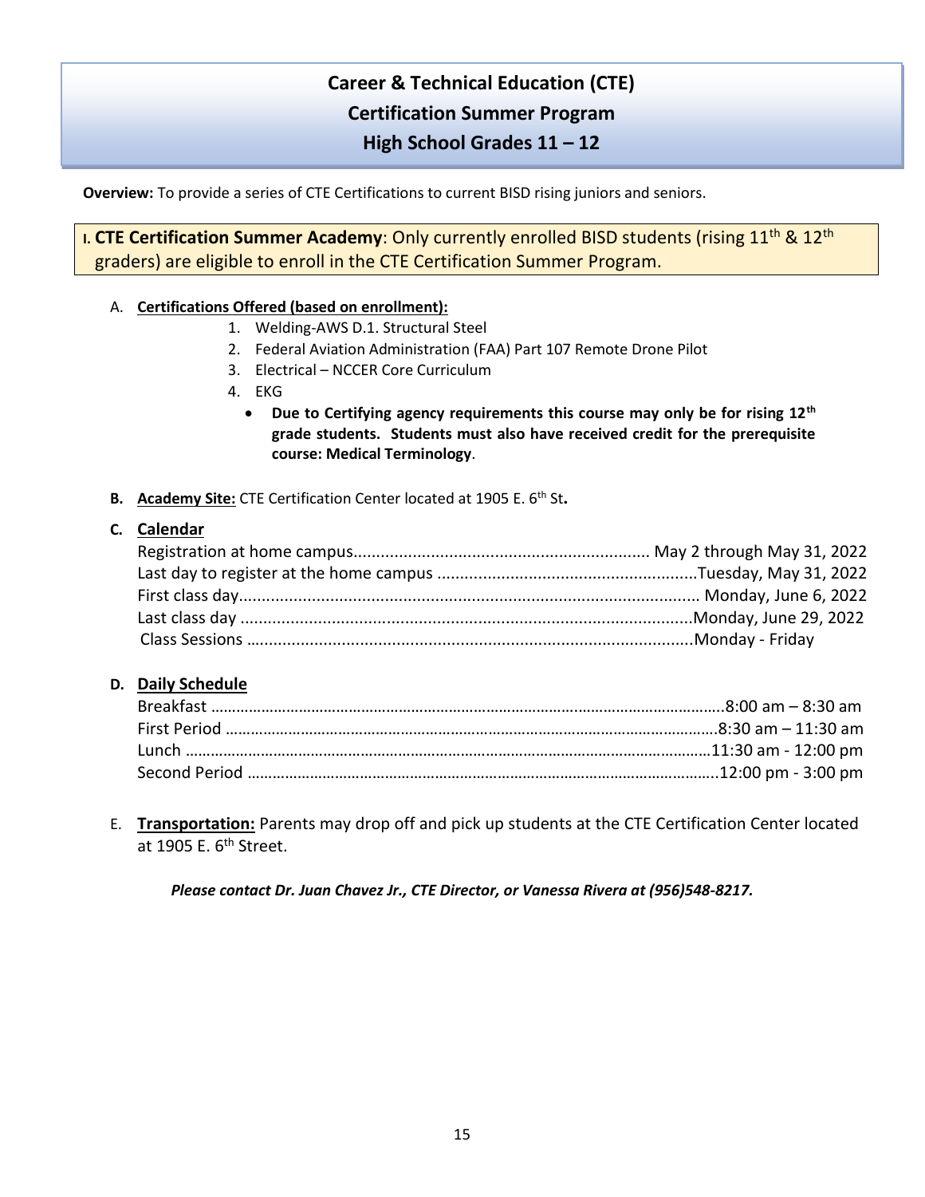# Career & Technical Education (CTE)
# Certification Summer Program
# High School Grades 11 – 12

**Overview:** To provide a series of CTE Certifications to current BISD rising juniors and seniors.

## I. CTE Certification Summer Academy: Only currently enrolled BISD students (rising 11th & 12th graders) are eligible to enroll in the CTE Certification Summer Program.

A. **Certifications Offered (based on enrollment):**

1. Welding-AWS D.1. Structural Steel
2. Federal Aviation Administration (FAA) Part 107 Remote Drone Pilot
3. Electrical – NCCER Core Curriculum
4. EKG
   - **Due to Certifying agency requirements this course may only be for rising 12th grade students. Students must also have received credit for the prerequisite course: Medical Terminology**.

**B. Academy Site:** CTE Certification Center located at 1905 E. 6th St**.**

**C. Calendar**

Registration at home campus................................................................. May 2 through May 31, 2022
Last day to register at the home campus .........................................................Tuesday, May 31, 2022
First class day..................................................................................................... Monday, June 6, 2022
Last class day ...................................................................................................Monday, June 29, 2022
Class Sessions ..................................................................................................Monday - Friday

**D. Daily Schedule**

Breakfast ……………………………………………………………………………………………………………..8:00 am – 8:30 am
First Period …………………………………………………………………………………………………………8:30 am – 11:30 am
Lunch ………………………………………………………………………………………………………………11:30 am - 12:00 pm
Second Period …………………………………………………………………………………………………..12:00 pm - 3:00 pm

E. **Transportation:** Parents may drop off and pick up students at the CTE Certification Center located at 1905 E. 6th Street.

***Please contact Dr. Juan Chavez Jr., CTE Director, or Vanessa Rivera at (956)548-8217.***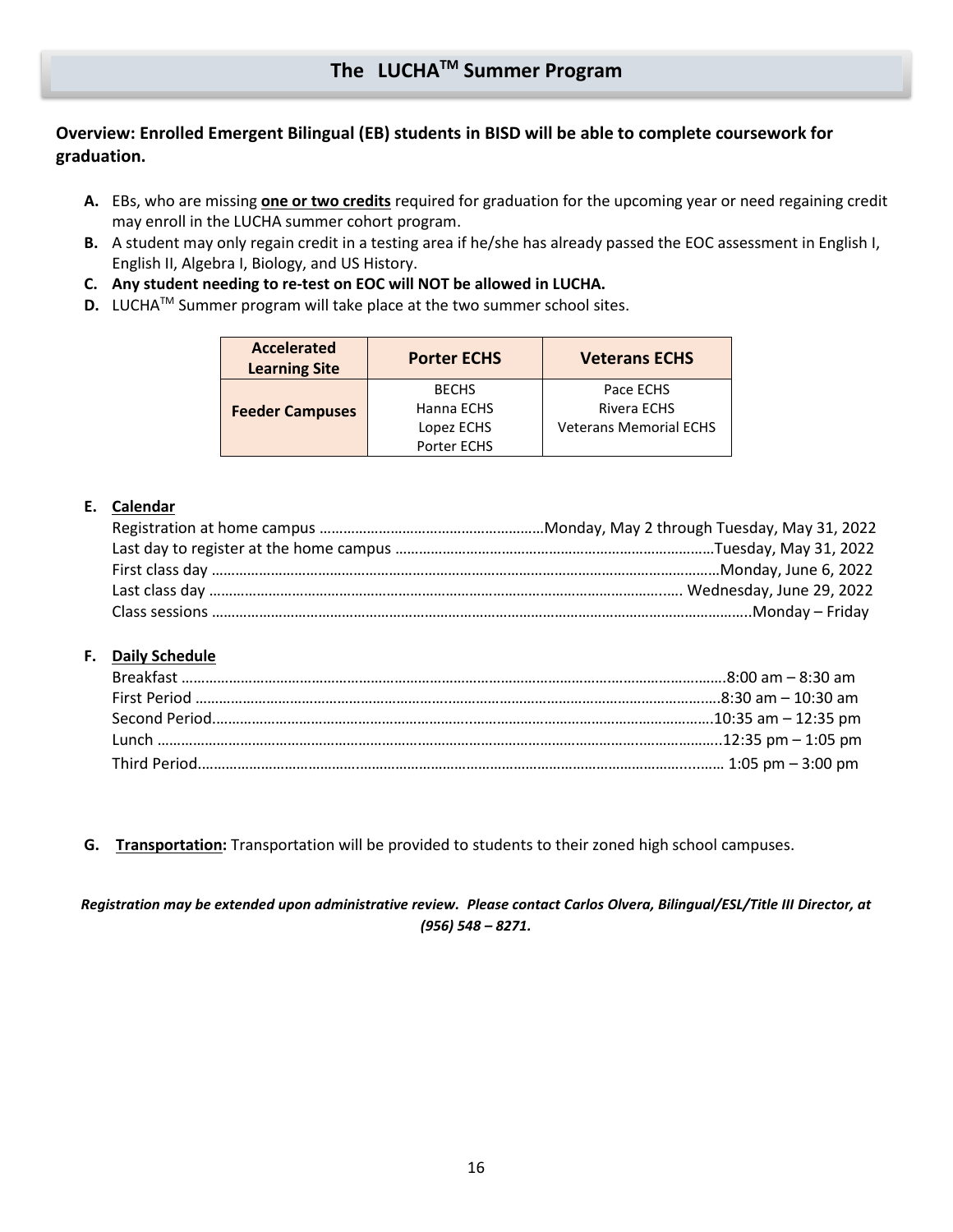# The LUCHA[TM] Summer Program

**Overview: Enrolled Emergent Bilingual (EB) students in BISD will be able to complete coursework for graduation.**

**A.** EBs, who are missing **one or two credits** required for graduation for the upcoming year or need regaining credit may enroll in the LUCHA summer cohort program.

**B.** A student may only regain credit in a testing area if he/she has already passed the EOC assessment in English I, English II, Algebra I, Biology, and US History.

**C. Any student needing to re-test on EOC will NOT be allowed in LUCHA.**

**D.** LUCHA[TM] Summer program will take place at the two summer school sites.

| Accelerated Learning Site | Porter ECHS | Veterans ECHS |
|---|---|---|
| Feeder Campuses | BECHS<br>Hanna ECHS<br>Lopez ECHS<br>Porter ECHS | Pace ECHS<br>Rivera ECHS<br>Veterans Memorial ECHS |

**E. Calendar**

Registration at home campus ……………………………………………… Monday, May 2 through Tuesday, May 31, 2022
Last day to register at the home campus ……………………………………………… Tuesday, May 31, 2022
First class day ……………………………………………… Monday, June 6, 2022
Last class day ……………………………………………… Wednesday, June 29, 2022
Class sessions ……………………………………………… Monday – Friday

**F. Daily Schedule**

Breakfast ……………………………………………… 8:00 am – 8:30 am
First Period ……………………………………………… 8:30 am – 10:30 am
Second Period ……………………………………………… 10:35 am – 12:35 pm
Lunch ……………………………………………… 12:35 pm – 1:05 pm
Third Period ……………………………………………… 1:05 pm – 3:00 pm

**G. Transportation:** Transportation will be provided to students to their zoned high school campuses.

***Registration may be extended upon administrative review. Please contact Carlos Olvera, Bilingual/ESL/Title III Director, at (956) 548 – 8271.***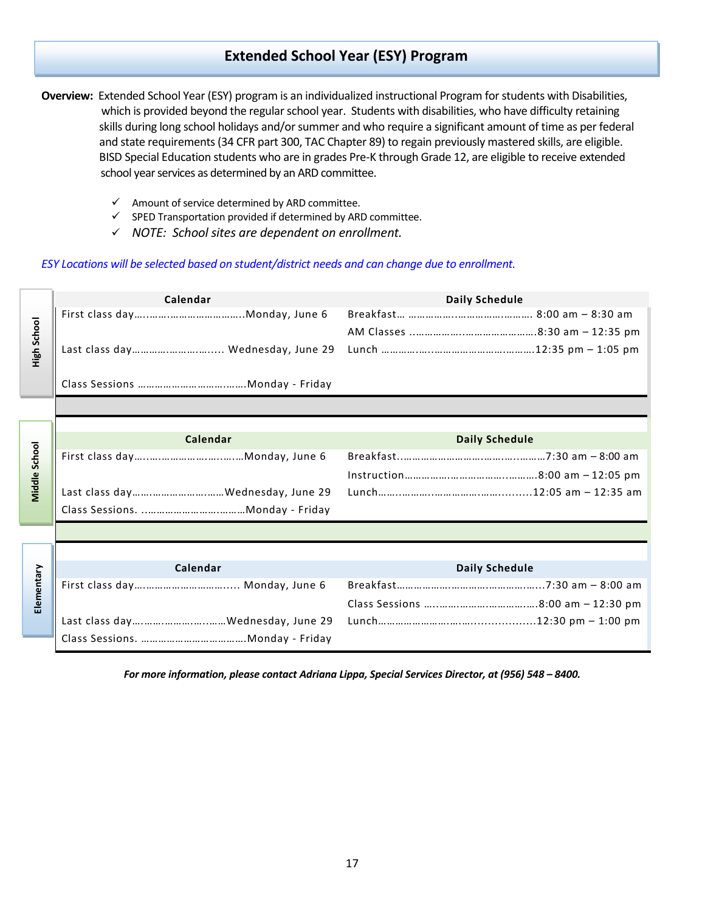# Extended School Year (ESY) Program

**Overview:** Extended School Year (ESY) program is an individualized instructional Program for students with Disabilities, which is provided beyond the regular school year. Students with disabilities, who have difficulty retaining skills during long school holidays and/or summer and who require a significant amount of time as per federal and state requirements (34 CFR part 300, TAC Chapter 89) to regain previously mastered skills, are eligible. BISD Special Education students who are in grades Pre-K through Grade 12, are eligible to receive extended school year services as determined by an ARD committee.

- ✓ Amount of service determined by ARD committee.
- ✓ SPED Transportation provided if determined by ARD committee.
- ✓ *NOTE: School sites are dependent on enrollment.*

*ESY Locations will be selected based on student/district needs and can change due to enrollment.*

## High School

| Calendar | | Daily Schedule | |
|---|---|---|---|
| First class day | Monday, June 6 | Breakfast | 8:00 am – 8:30 am |
| | | AM Classes | 8:30 am – 12:35 pm |
| Last class day | Wednesday, June 29 | Lunch | 12:35 pm – 1:05 pm |
| Class Sessions | Monday - Friday | | |

## Middle School

| Calendar | | Daily Schedule | |
|---|---|---|---|
| First class day | Monday, June 6 | Breakfast | 7:30 am – 8:00 am |
| | | Instruction | 8:00 am – 12:05 pm |
| Last class day | Wednesday, June 29 | Lunch | 12:05 am – 12:35 am |
| Class Sessions. | Monday - Friday | | |

## Elementary

| Calendar | | Daily Schedule | |
|---|---|---|---|
| First class day | Monday, June 6 | Breakfast | 7:30 am – 8:00 am |
| | | Class Sessions | 8:00 am – 12:30 pm |
| Last class day | Wednesday, June 29 | Lunch | 12:30 pm – 1:00 pm |
| Class Sessions. | Monday - Friday | | |

***For more information, please contact Adriana Lippa, Special Services Director, at (956) 548 – 8400.***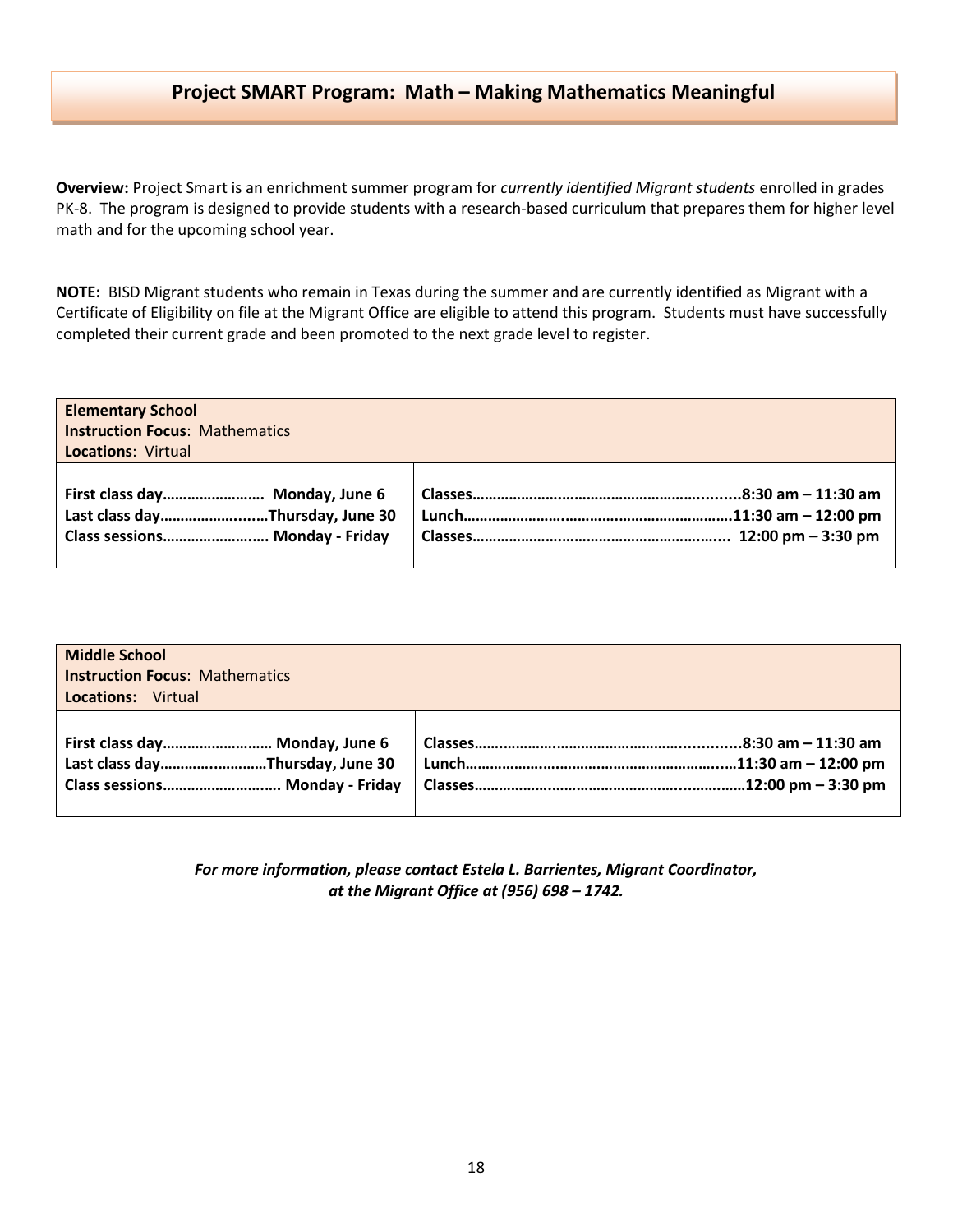## Project SMART Program: Math – Making Mathematics Meaningful

**Overview:** Project Smart is an enrichment summer program for *currently identified Migrant students* enrolled in grades PK-8. The program is designed to provide students with a research-based curriculum that prepares them for higher level math and for the upcoming school year.

**NOTE:** BISD Migrant students who remain in Texas during the summer and are currently identified as Migrant with a Certificate of Eligibility on file at the Migrant Office are eligible to attend this program. Students must have successfully completed their current grade and been promoted to the next grade level to register.

| **Elementary School**<br>**Instruction Focus**: Mathematics<br>**Locations**: Virtual | |
|---|---|
| **First class day…………………… Monday, June 6**<br>**Last class day……………...…Thursday, June 30**<br>**Class sessions…………………… Monday - Friday** | **Classes………………………………………………......8:30 am – 11:30 am**<br>**Lunch……………………………………………………11:30 am – 12:00 pm**<br>**Classes………………………………………………... 12:00 pm – 3:30 pm** |

| **Middle School**<br>**Instruction Focus**: Mathematics<br>**Locations**: Virtual | |
|---|---|
| **First class day……………………… Monday, June 6**<br>**Last class day………..…………Thursday, June 30**<br>**Class sessions……………………… Monday - Friday** | **Classes………………………………………….........8:30 am – 11:30 am**<br>**Lunch…………………………………………………...11:30 am – 12:00 pm**<br>**Classes…………………………………………..……12:00 pm – 3:30 pm** |

***For more information, please contact Estela L. Barrientes, Migrant Coordinator, at the Migrant Office at (956) 698 – 1742.***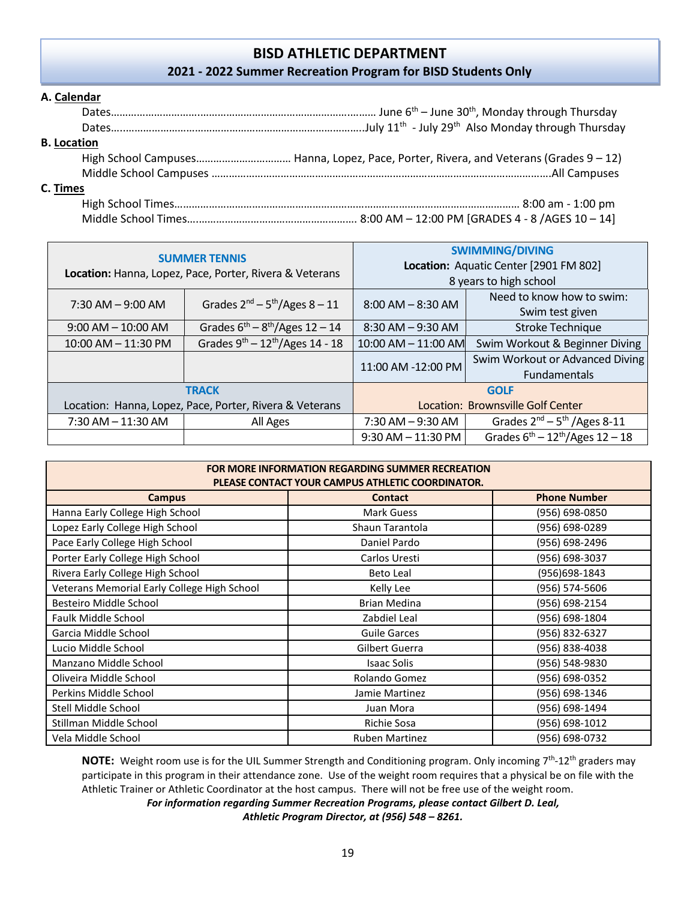# BISD ATHLETIC DEPARTMENT

## 2021 - 2022 Summer Recreation Program for BISD Students Only

**A. Calendar**

Dates............................................................................................ June 6th – June 30th, Monday through Thursday

Dates.......................................................................................July 11th - July 29th Also Monday through Thursday

**B. Location**

High School Campuses................................ Hanna, Lopez, Pace, Porter, Rivera, and Veterans (Grades 9 – 12)

Middle School Campuses ...................................................................................................................All Campuses

**C. Times**

High School Times....................................................................................................................... 8:00 am - 1:00 pm

Middle School Times......................................................... 8:00 AM – 12:00 PM [GRADES 4 - 8 /AGES 10 – 14]

| **SUMMER TENNIS**<br>**Location:** Hanna, Lopez, Pace, Porter, Rivera & Veterans | | **SWIMMING/DIVING**<br>**Location:** Aquatic Center [2901 FM 802]<br>8 years to high school | |
|---|---|---|---|
| 7:30 AM – 9:00 AM | Grades 2nd – 5th/Ages 8 – 11 | 8:00 AM – 8:30 AM | Need to know how to swim: Swim test given |
| 9:00 AM – 10:00 AM | Grades 6th – 8th/Ages 12 – 14 | 8:30 AM – 9:30 AM | Stroke Technique |
| 10:00 AM – 11:30 PM | Grades 9th – 12th/Ages 14 - 18 | 10:00 AM – 11:00 AM | Swim Workout & Beginner Diving |
| | | 11:00 AM -12:00 PM | Swim Workout or Advanced Diving Fundamentals |
| **TRACK**<br>Location: Hanna, Lopez, Pace, Porter, Rivera & Veterans | | **GOLF**<br>Location: Brownsville Golf Center | |
| 7:30 AM – 11:30 AM | All Ages | 7:30 AM – 9:30 AM | Grades 2nd – 5th /Ages 8-11 |
| | | 9:30 AM – 11:30 PM | Grades 6th – 12th/Ages 12 – 18 |

| **FOR MORE INFORMATION REGARDING SUMMER RECREATION PLEASE CONTACT YOUR CAMPUS ATHLETIC COORDINATOR.** | | |
|---|---|---|
| **Campus** | **Contact** | **Phone Number** |
| Hanna Early College High School | Mark Guess | (956) 698-0850 |
| Lopez Early College High School | Shaun Tarantola | (956) 698-0289 |
| Pace Early College High School | Daniel Pardo | (956) 698-2496 |
| Porter Early College High School | Carlos Uresti | (956) 698-3037 |
| Rivera Early College High School | Beto Leal | (956)698-1843 |
| Veterans Memorial Early College High School | Kelly Lee | (956) 574-5606 |
| Besteiro Middle School | Brian Medina | (956) 698-2154 |
| Faulk Middle School | Zabdiel Leal | (956) 698-1804 |
| Garcia Middle School | Guile Garces | (956) 832-6327 |
| Lucio Middle School | Gilbert Guerra | (956) 838-4038 |
| Manzano Middle School | Isaac Solis | (956) 548-9830 |
| Oliveira Middle School | Rolando Gomez | (956) 698-0352 |
| Perkins Middle School | Jamie Martinez | (956) 698-1346 |
| Stell Middle School | Juan Mora | (956) 698-1494 |
| Stillman Middle School | Richie Sosa | (956) 698-1012 |
| Vela Middle School | Ruben Martinez | (956) 698-0732 |

**NOTE:** Weight room use is for the UIL Summer Strength and Conditioning program. Only incoming 7th-12th graders may participate in this program in their attendance zone. Use of the weight room requires that a physical be on file with the Athletic Trainer or Athletic Coordinator at the host campus. There will not be free use of the weight room.

***For information regarding Summer Recreation Programs, please contact Gilbert D. Leal, Athletic Program Director, at (956) 548 – 8261.***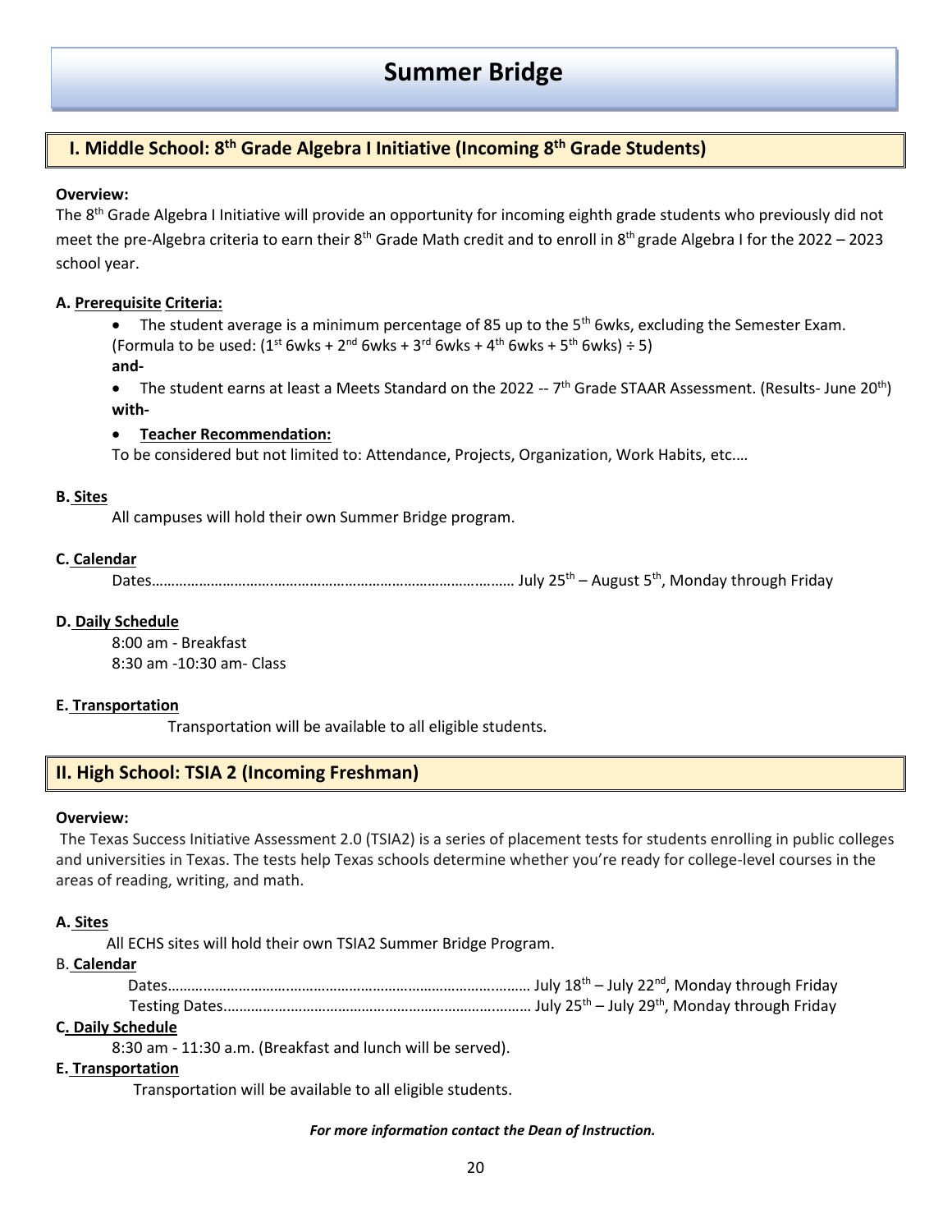# Summary Bridge

## I. Middle School: 8th Grade Algebra I Initiative (Incoming 8th Grade Students)

**Overview:**

The 8th Grade Algebra I Initiative will provide an opportunity for incoming eighth grade students who previously did not meet the pre-Algebra criteria to earn their 8th Grade Math credit and to enroll in 8th grade Algebra I for the 2022 – 2023 school year.

**A. Prerequisite Criteria:**

- The student average is a minimum percentage of 85 up to the 5th 6wks, excluding the Semester Exam. (Formula to be used: (1st 6wks + 2nd 6wks + 3rd 6wks + 4th 6wks + 5th 6wks) ÷ 5)

**and-**

- The student earns at least a Meets Standard on the 2022 -- 7th Grade STAAR Assessment. (Results- June 20th)

**with-**

- **Teacher Recommendation:**

To be considered but not limited to: Attendance, Projects, Organization, Work Habits, etc.…

**B. Sites**

All campuses will hold their own Summer Bridge program.

**C. Calendar**

Dates…………………………………………………………………………………… July 25th – August 5th, Monday through Friday

**D. Daily Schedule**

8:00 am - Breakfast
8:30 am -10:30 am- Class

**E. Transportation**

Transportation will be available to all eligible students.

## II. High School: TSIA 2 (Incoming Freshman)

**Overview:**

The Texas Success Initiative Assessment 2.0 (TSIA2) is a series of placement tests for students enrolling in public colleges and universities in Texas. The tests help Texas schools determine whether you're ready for college-level courses in the areas of reading, writing, and math.

**A. Sites**

All ECHS sites will hold their own TSIA2 Summer Bridge Program.

B. **Calendar**

Dates…………………………………………………………………………………… July 18th – July 22nd, Monday through Friday
Testing Dates…………………………………………………………………… July 25th – July 29th, Monday through Friday

**C. Daily Schedule**

8:30 am - 11:30 a.m. (Breakfast and lunch will be served).

**E. Transportation**

Transportation will be available to all eligible students.

***For more information contact the Dean of Instruction.***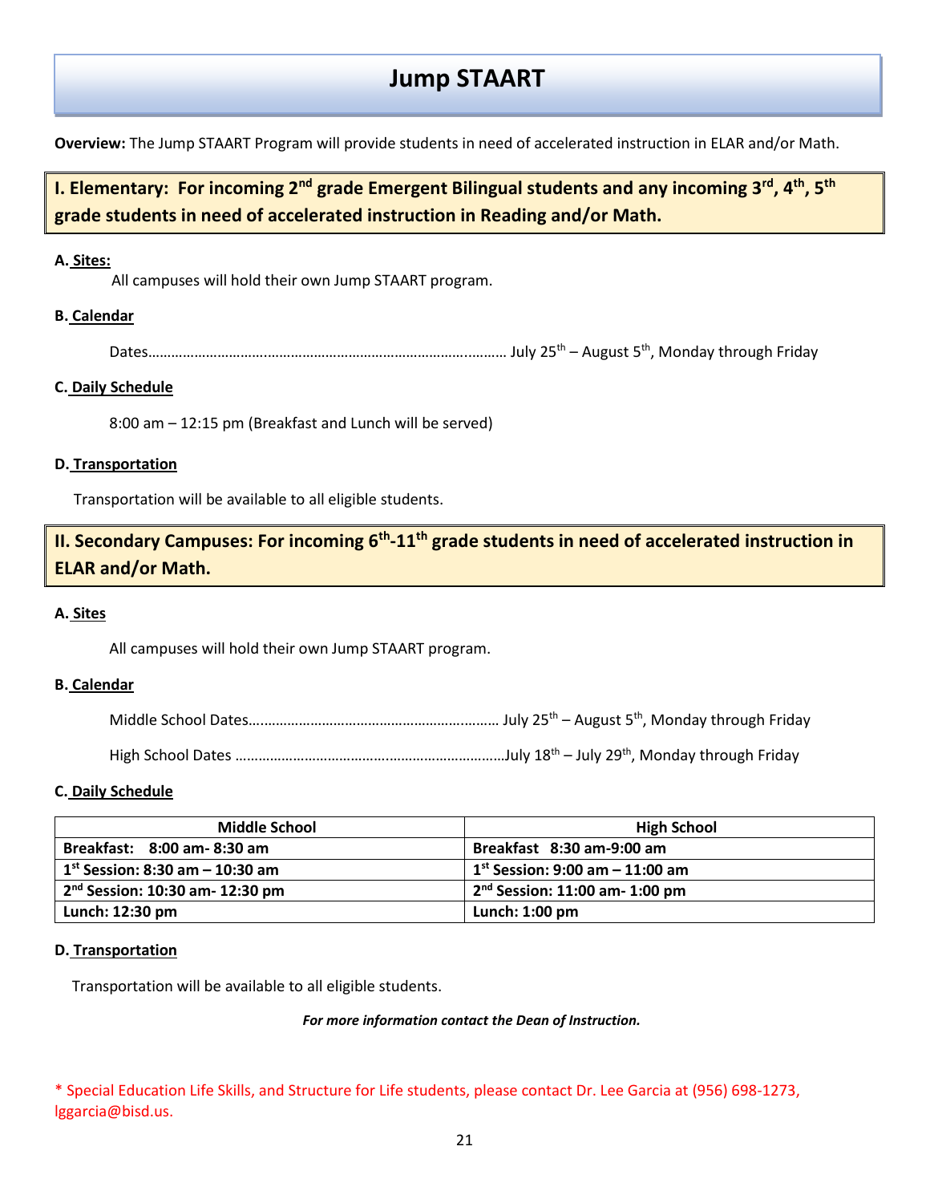# Jump STAART

**Overview:** The Jump STAART Program will provide students in need of accelerated instruction in ELAR and/or Math.

## I. Elementary: For incoming 2nd grade Emergent Bilingual students and any incoming 3rd, 4th, 5th grade students in need of accelerated instruction in Reading and/or Math.

**A. Sites:**

All campuses will hold their own Jump STAART program.

**B. Calendar**

Dates………………………………………………………………………………… July 25th – August 5th, Monday through Friday

**C. Daily Schedule**

8:00 am – 12:15 pm (Breakfast and Lunch will be served)

**D. Transportation**

Transportation will be available to all eligible students.

## II. Secondary Campuses: For incoming 6th-11th grade students in need of accelerated instruction in ELAR and/or Math.

**A. Sites**

All campuses will hold their own Jump STAART program.

**B. Calendar**

Middle School Dates……………………………………………………………… July 25th – August 5th, Monday through Friday

High School Dates ……………………………………………………………………July 18th – July 29th, Monday through Friday

**C. Daily Schedule**

| Middle School | High School |
|---|---|
| **Breakfast: 8:00 am- 8:30 am** | **Breakfast 8:30 am-9:00 am** |
| **1st Session: 8:30 am – 10:30 am** | **1st Session: 9:00 am – 11:00 am** |
| **2nd Session: 10:30 am- 12:30 pm** | **2nd Session: 11:00 am- 1:00 pm** |
| **Lunch: 12:30 pm** | **Lunch: 1:00 pm** |

**D. Transportation**

Transportation will be available to all eligible students.

***For more information contact the Dean of Instruction.***

* Special Education Life Skills, and Structure for Life students, please contact Dr. Lee Garcia at (956) 698-1273, lggarcia@bisd.us.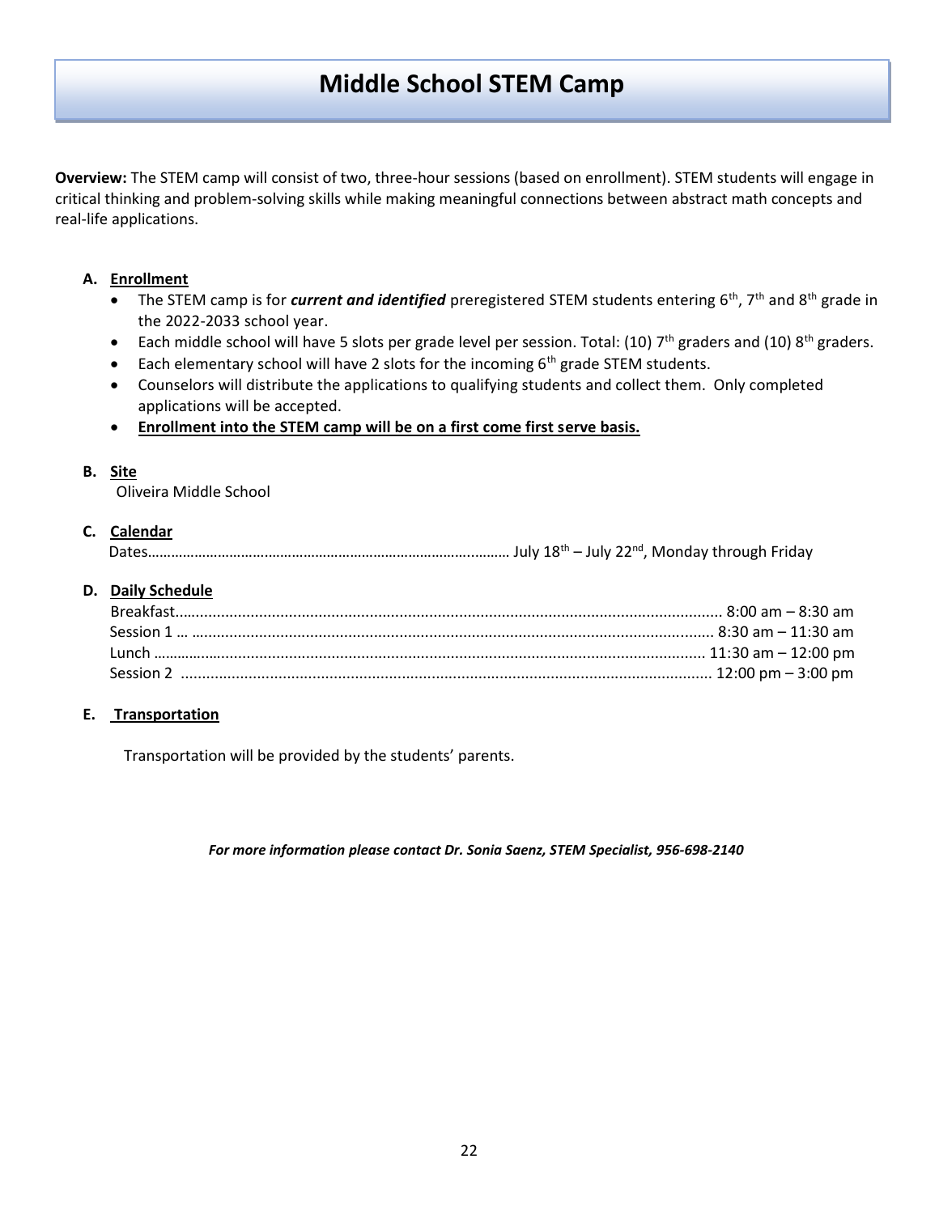# Middle School STEM Camp

**Overview:** The STEM camp will consist of two, three-hour sessions (based on enrollment). STEM students will engage in critical thinking and problem-solving skills while making meaningful connections between abstract math concepts and real-life applications.

**A. Enrollment**

- The STEM camp is for ***current and identified*** preregistered STEM students entering 6th, 7th and 8th grade in the 2022-2033 school year.
- Each middle school will have 5 slots per grade level per session. Total: (10) 7th graders and (10) 8th graders.
- Each elementary school will have 2 slots for the incoming 6th grade STEM students.
- Counselors will distribute the applications to qualifying students and collect them. Only completed applications will be accepted.
- **Enrollment into the STEM camp will be on a first come first serve basis.**

**B. Site**

Oliveira Middle School

**C. Calendar**

Dates………………………………………………………………………….……… July 18th – July 22nd, Monday through Friday

**D. Daily Schedule**

Breakfast................................................................................................................................ 8:00 am – 8:30 am
Session 1 … .......................................................................................................................... 8:30 am – 11:30 am
Lunch …………………..................................................................................................... 11:30 am – 12:00 pm
Session 2 ............................................................................................................................ 12:00 pm – 3:00 pm

**E. Transportation**

Transportation will be provided by the students' parents.

***For more information please contact Dr. Sonia Saenz, STEM Specialist, 956-698-2140***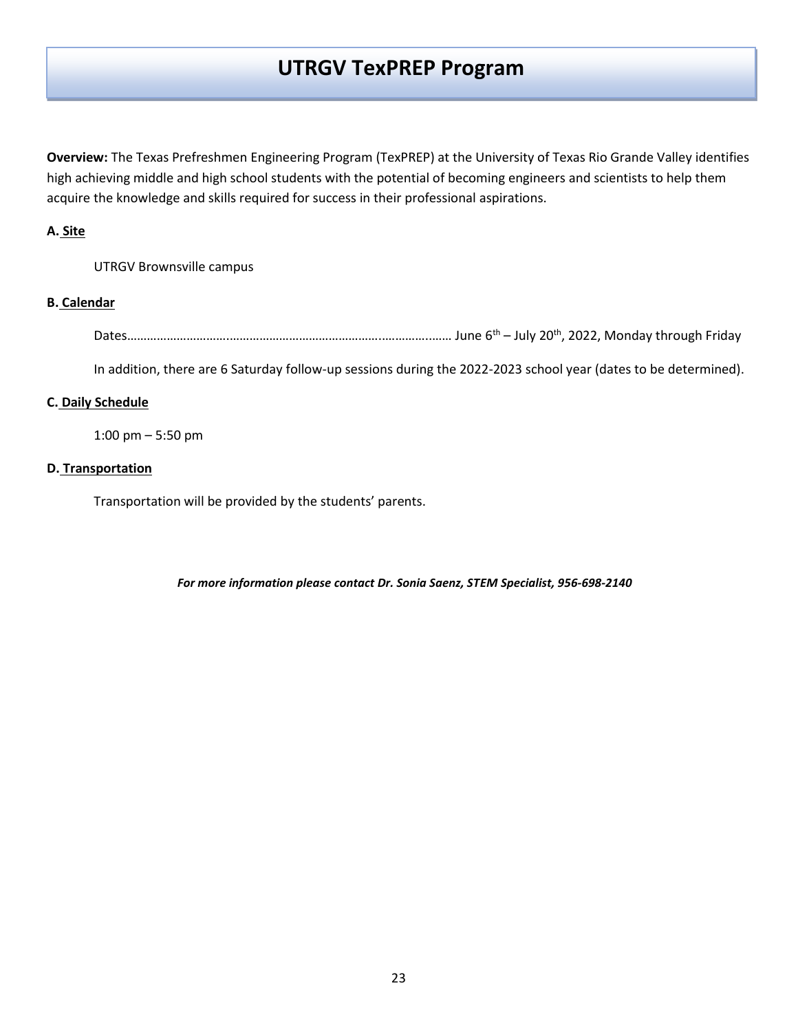# UTRGV TexPREP Program

**Overview:** The Texas Prefreshmen Engineering Program (TexPREP) at the University of Texas Rio Grande Valley identifies high achieving middle and high school students with the potential of becoming engineers and scientists to help them acquire the knowledge and skills required for success in their professional aspirations.

**A. Site**

UTRGV Brownsville campus

**B. Calendar**

Dates……………………………………………………………………………………… June 6th – July 20th, 2022, Monday through Friday

In addition, there are 6 Saturday follow-up sessions during the 2022-2023 school year (dates to be determined).

**C. Daily Schedule**

1:00 pm – 5:50 pm

**D. Transportation**

Transportation will be provided by the students' parents.

***For more information please contact Dr. Sonia Saenz, STEM Specialist, 956-698-2140***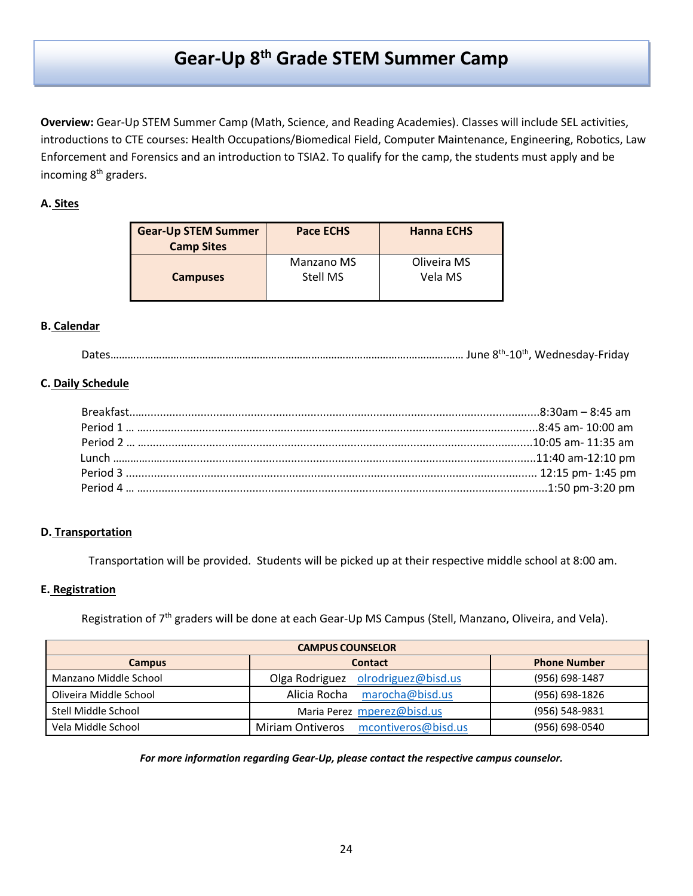# Gear-Up 8th Grade STEM Summer Camp

**Overview:** Gear-Up STEM Summer Camp (Math, Science, and Reading Academies). Classes will include SEL activities, introductions to CTE courses: Health Occupations/Biomedical Field, Computer Maintenance, Engineering, Robotics, Law Enforcement and Forensics and an introduction to TSIA2. To qualify for the camp, the students must apply and be incoming 8th graders.

**A. Sites**

| Gear-Up STEM Summer Camp Sites | Pace ECHS | Hanna ECHS |
|---|---|---|
| **Campuses** | Manzano MS<br>Stell MS | Oliveira MS<br>Vela MS |

**B. Calendar**

Dates……………………………………………………………………………………………………… June 8th-10th, Wednesday-Friday

**C. Daily Schedule**

Breakfast…………………………………………………………………………………………………8:30am – 8:45 am
Period 1 … ……………………………………………………………………………………………8:45 am- 10:00 am
Period 2 … ……………………………………………………………………………………………10:05 am- 11:35 am
Lunch ……………………………………………………………………………………………………11:40 am-12:10 pm
Period 3 ……………………………………………………………………………………………… 12:15 pm- 1:45 pm
Period 4 … ……………………………………………………………………………………………1:50 pm-3:20 pm

**D. Transportation**

Transportation will be provided. Students will be picked up at their respective middle school at 8:00 am.

**E. Registration**

Registration of 7th graders will be done at each Gear-Up MS Campus (Stell, Manzano, Oliveira, and Vela).

| CAMPUS COUNSELOR | | |
|---|---|---|
| **Campus** | **Contact** | **Phone Number** |
| Manzano Middle School | Olga Rodriguez olrodriguez@bisd.us | (956) 698-1487 |
| Oliveira Middle School | Alicia Rocha marocha@bisd.us | (956) 698-1826 |
| Stell Middle School | Maria Perez mperez@bisd.us | (956) 548-9831 |
| Vela Middle School | Miriam Ontiveros mcontiveros@bisd.us | (956) 698-0540 |

***For more information regarding Gear-Up, please contact the respective campus counselor.***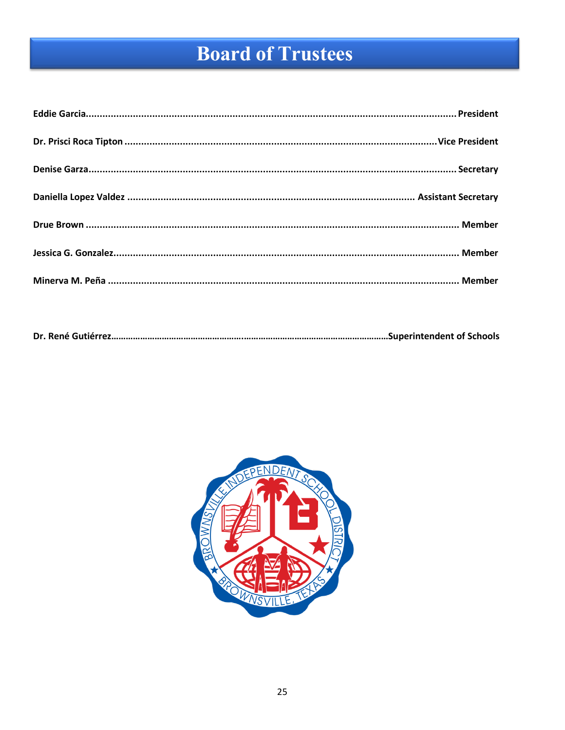# Board of Trustees

**Eddie Garcia.......................................................................................................................................President**

**Dr. Prisci Roca Tipton ...................................................................................................Vice President**

**Denise Garza.....................................................................................................................................Secretary**

**Daniella Lopez Valdez ............................................................................................. Assistant Secretary**

**Drue Brown .......................................................................................................................................... Member**

**Jessica G. Gonzalez.............................................................................................................................. Member**

**Minerva M. Peña ................................................................................................................................. Member**

**Dr. René Gutiérrez………………………………………………………………………………………………………Superintendent of Schools**